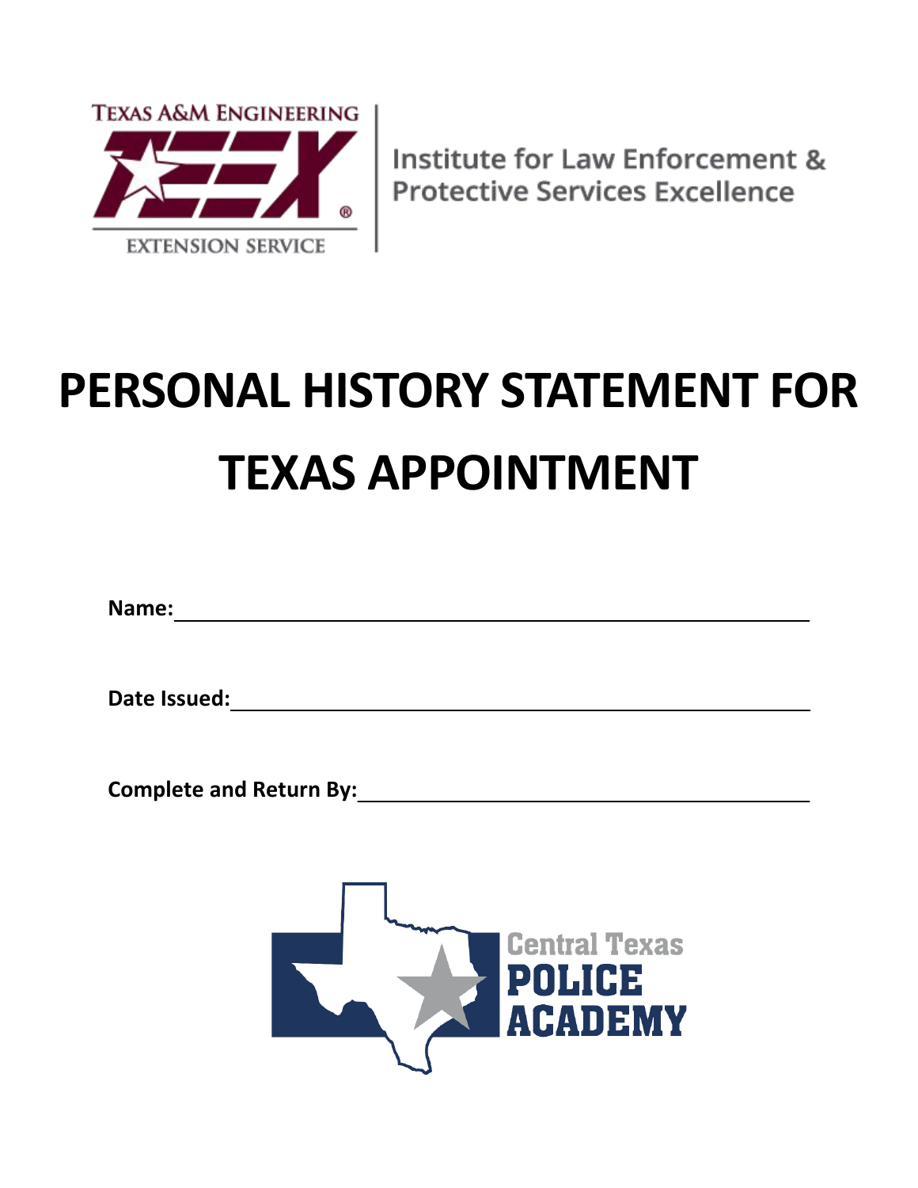Texas A&M Engineering Extension Service

Institute for Law Enforcement & Protective Services Excellence

# PERSONAL HISTORY STATEMENT FOR TEXAS APPOINTMENT

**Name:** ____________________________________________

**Date Issued:** ____________________________________________

**Complete and Return By:** ____________________________________________

Central Texas POLICE ACADEMY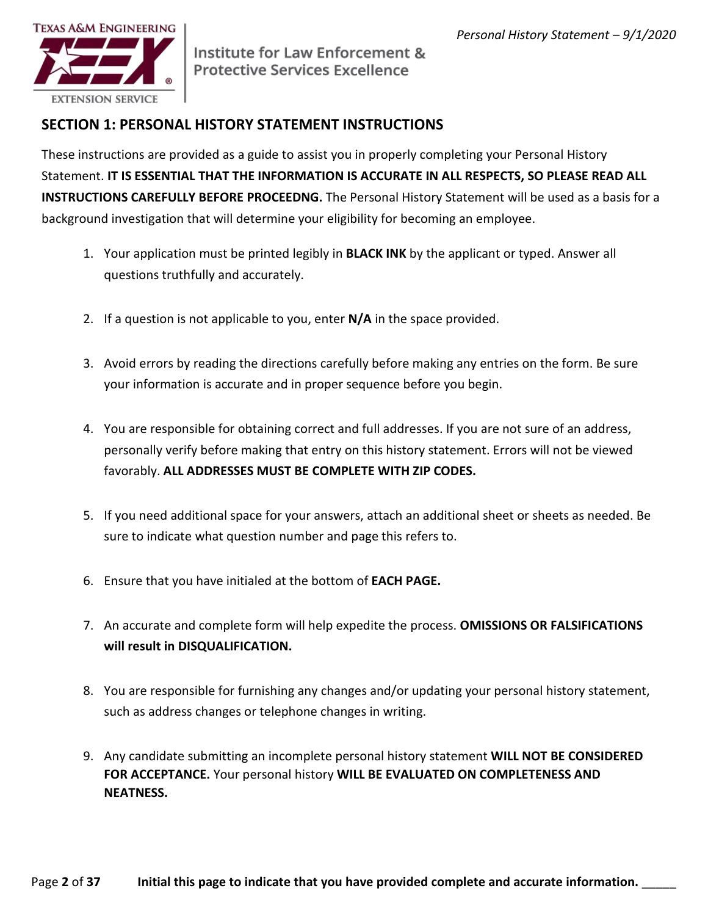## SECTION 1: PERSONAL HISTORY STATEMENT INSTRUCTIONS

These instructions are provided as a guide to assist you in properly completing your Personal History Statement. **IT IS ESSENTIAL THAT THE INFORMATION IS ACCURATE IN ALL RESPECTS, SO PLEASE READ ALL INSTRUCTIONS CAREFULLY BEFORE PROCEEDNG.** The Personal History Statement will be used as a basis for a background investigation that will determine your eligibility for becoming an employee.

1. Your application must be printed legibly in **BLACK INK** by the applicant or typed. Answer all questions truthfully and accurately.
2. If a question is not applicable to you, enter **N/A** in the space provided.
3. Avoid errors by reading the directions carefully before making any entries on the form. Be sure your information is accurate and in proper sequence before you begin.
4. You are responsible for obtaining correct and full addresses. If you are not sure of an address, personally verify before making that entry on this history statement. Errors will not be viewed favorably. **ALL ADDRESSES MUST BE COMPLETE WITH ZIP CODES.**
5. If you need additional space for your answers, attach an additional sheet or sheets as needed. Be sure to indicate what question number and page this refers to.
6. Ensure that you have initialed at the bottom of **EACH PAGE.**
7. An accurate and complete form will help expedite the process. **OMISSIONS OR FALSIFICATIONS will result in DISQUALIFICATION.**
8. You are responsible for furnishing any changes and/or updating your personal history statement, such as address changes or telephone changes in writing.
9. Any candidate submitting an incomplete personal history statement **WILL NOT BE CONSIDERED FOR ACCEPTANCE.** Your personal history **WILL BE EVALUATED ON COMPLETENESS AND NEATNESS.**

**Initial this page to indicate that you have provided complete and accurate information.** _____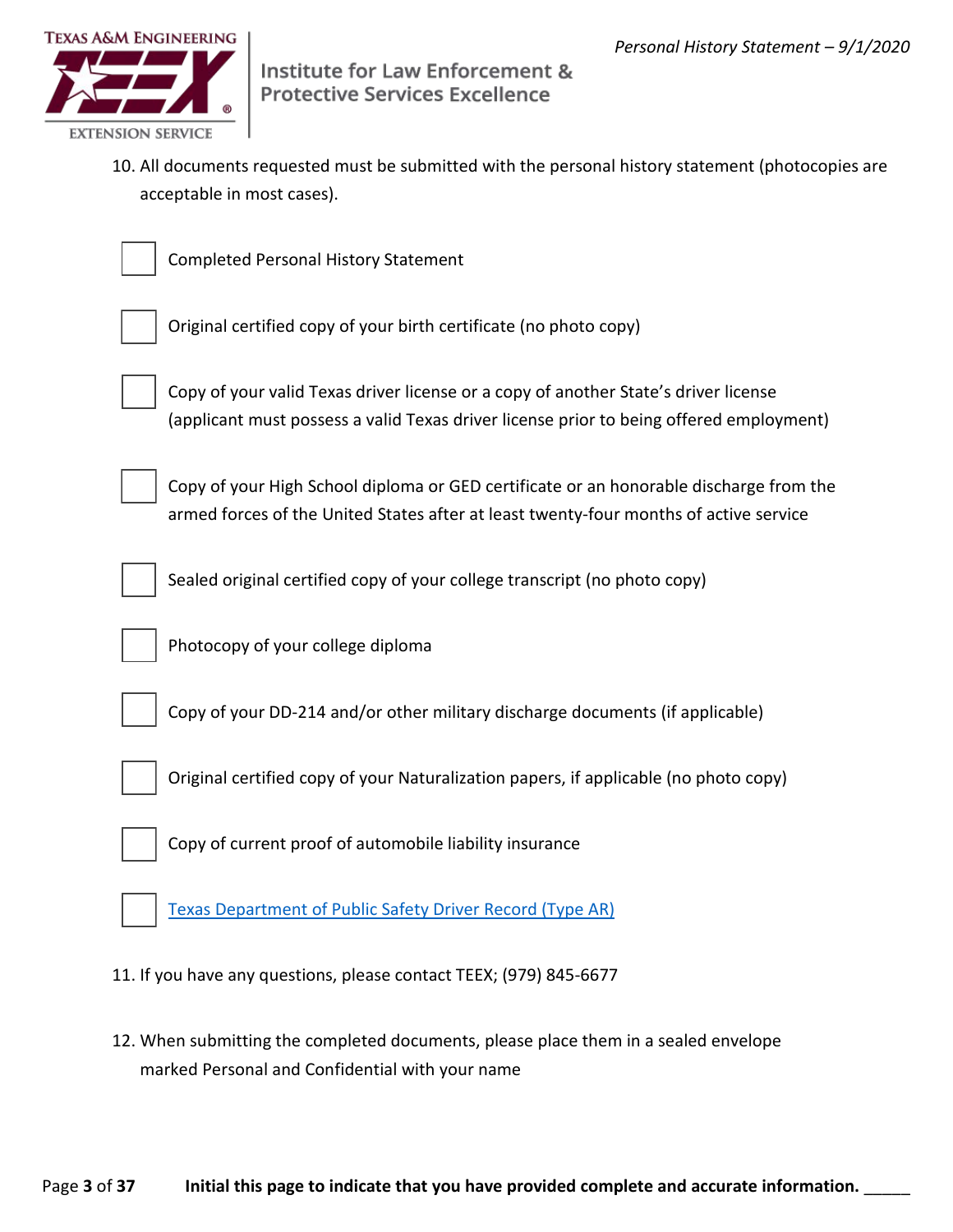10. All documents requested must be submitted with the personal history statement (photocopies are acceptable in most cases).

- [ ] Completed Personal History Statement
- [ ] Original certified copy of your birth certificate (no photo copy)
- [ ] Copy of your valid Texas driver license or a copy of another State's driver license (applicant must possess a valid Texas driver license prior to being offered employment)
- [ ] Copy of your High School diploma or GED certificate or an honorable discharge from the armed forces of the United States after at least twenty-four months of active service
- [ ] Sealed original certified copy of your college transcript (no photo copy)
- [ ] Photocopy of your college diploma
- [ ] Copy of your DD-214 and/or other military discharge documents (if applicable)
- [ ] Original certified copy of your Naturalization papers, if applicable (no photo copy)
- [ ] Copy of current proof of automobile liability insurance
- [ ] Texas Department of Public Safety Driver Record (Type AR)

11. If you have any questions, please contact TEEX; (979) 845-6677

12. When submitting the completed documents, please place them in a sealed envelope marked Personal and Confidential with your name

**Initial this page to indicate that you have provided complete and accurate information.** _____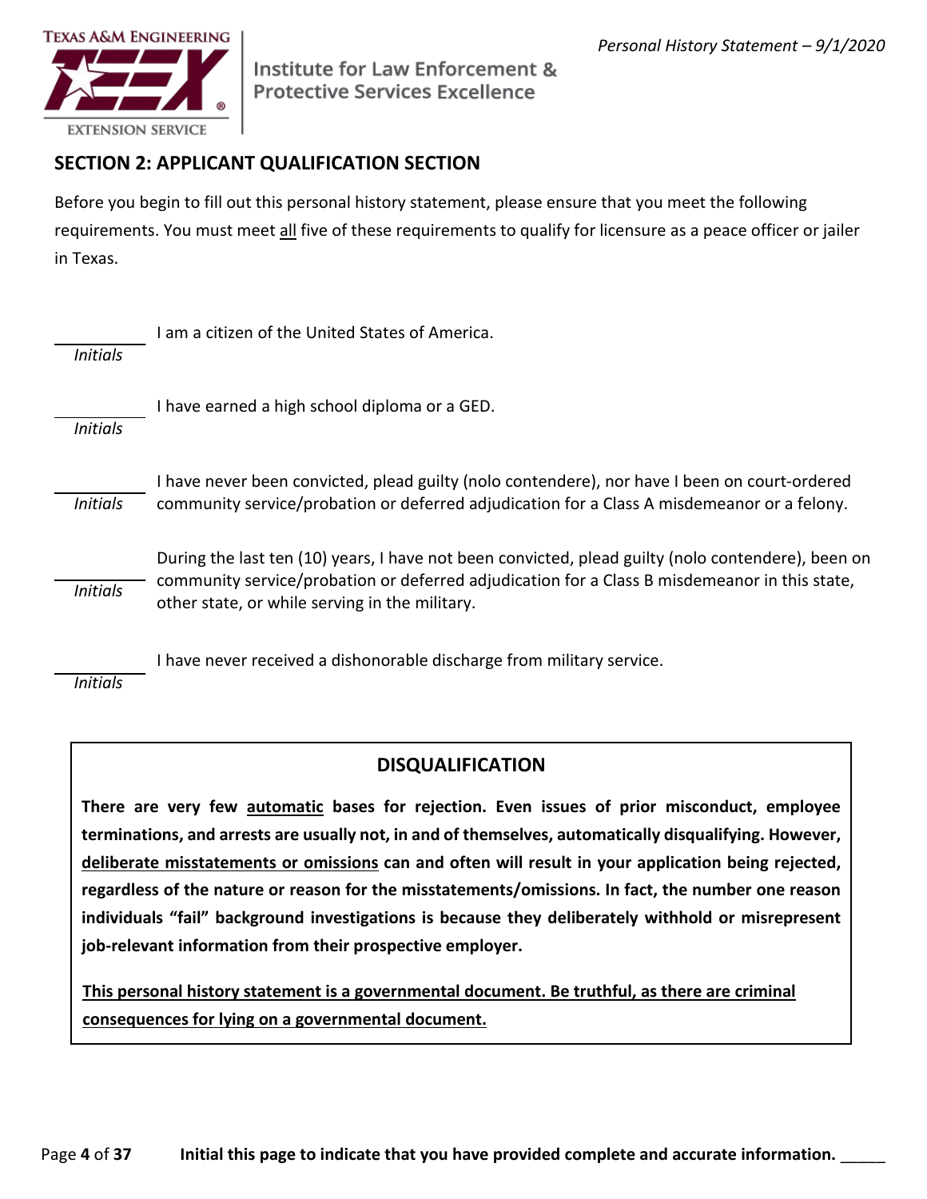## SECTION 2: APPLICANT QUALIFICATION SECTION

Before you begin to fill out this personal history statement, please ensure that you meet the following requirements. You must meet all five of these requirements to qualify for licensure as a peace officer or jailer in Texas.

\_\_\_\_\_\_\_\_ *Initials* I am a citizen of the United States of America.

\_\_\_\_\_\_\_\_ *Initials* I have earned a high school diploma or a GED.

\_\_\_\_\_\_\_\_ *Initials* I have never been convicted, plead guilty (nolo contendere), nor have I been on court-ordered community service/probation or deferred adjudication for a Class A misdemeanor or a felony.

\_\_\_\_\_\_\_\_ *Initials* During the last ten (10) years, I have not been convicted, plead guilty (nolo contendere), been on community service/probation or deferred adjudication for a Class B misdemeanor in this state, other state, or while serving in the military.

\_\_\_\_\_\_\_\_ *Initials* I have never received a dishonorable discharge from military service.

### DISQUALIFICATION

**There are very few automatic bases for rejection. Even issues of prior misconduct, employee terminations, and arrests are usually not, in and of themselves, automatically disqualifying. However, deliberate misstatements or omissions can and often will result in your application being rejected, regardless of the nature or reason for the misstatements/omissions. In fact, the number one reason individuals "fail" background investigations is because they deliberately withhold or misrepresent job-relevant information from their prospective employer.**

**This personal history statement is a governmental document. Be truthful, as there are criminal consequences for lying on a governmental document.**

**Initial this page to indicate that you have provided complete and accurate information.** \_\_\_\_\_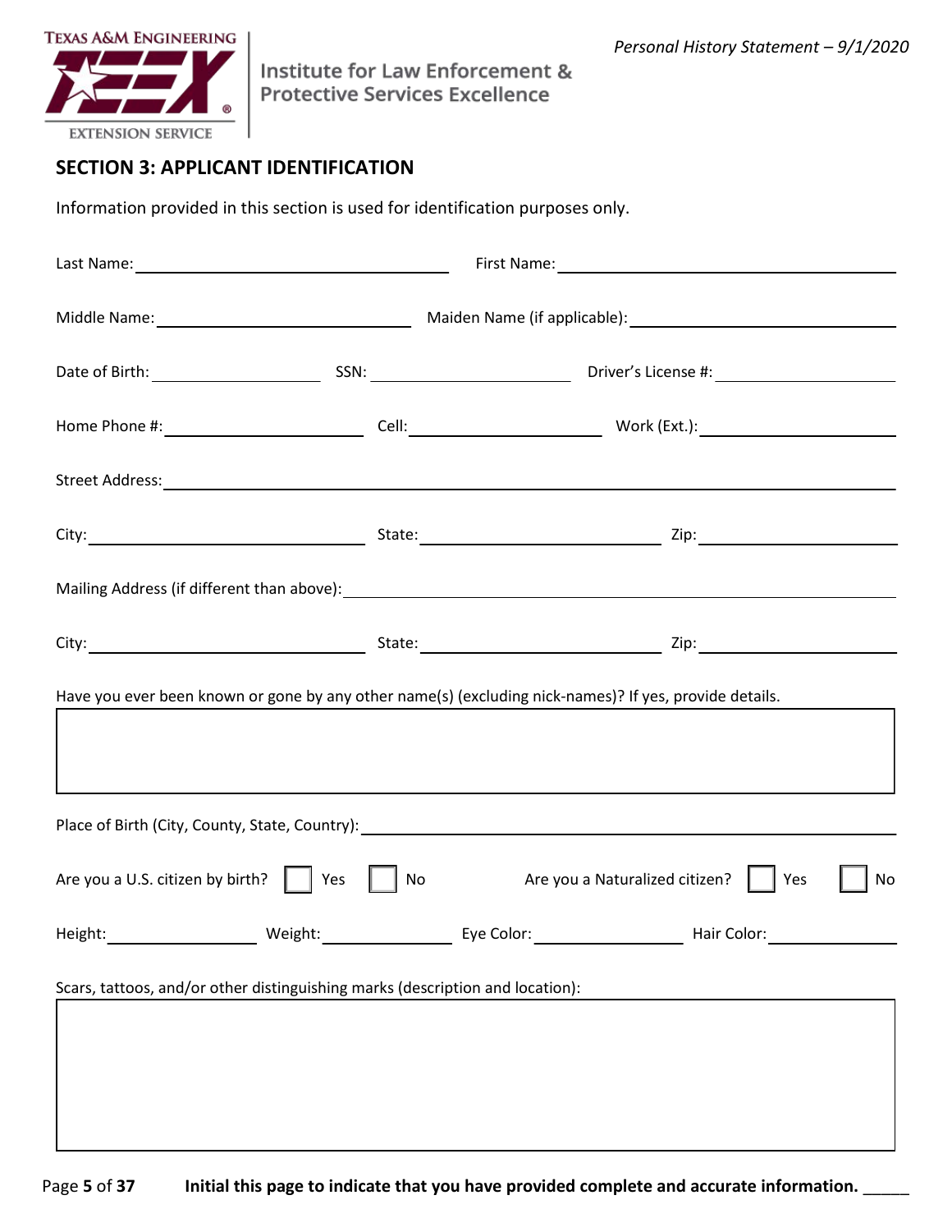## SECTION 3: APPLICANT IDENTIFICATION

Information provided in this section is used for identification purposes only.

Last Name: ______________________ First Name: ______________________

Middle Name: ______________________ Maiden Name (if applicable): ______________________

Date of Birth: ____________ SSN: ______________ Driver's License #: ______________

Home Phone #: ______________ Cell: ______________ Work (Ext.): ______________

Street Address: ____________________________________________

City: ______________ State: ______________ Zip: ______________

Mailing Address (if different than above): ______________________________

City: ______________ State: ______________ Zip: ______________

Have you ever been known or gone by any other name(s) (excluding nick-names)? If yes, provide details.

Place of Birth (City, County, State, Country): ______________________________

Are you a U.S. citizen by birth? ☐ Yes ☐ No Are you a Naturalized citizen? ☐ Yes ☐ No

Height: __________ Weight: __________ Eye Color: __________ Hair Color: __________

Scars, tattoos, and/or other distinguishing marks (description and location):

**Initial this page to indicate that you have provided complete and accurate information.** _____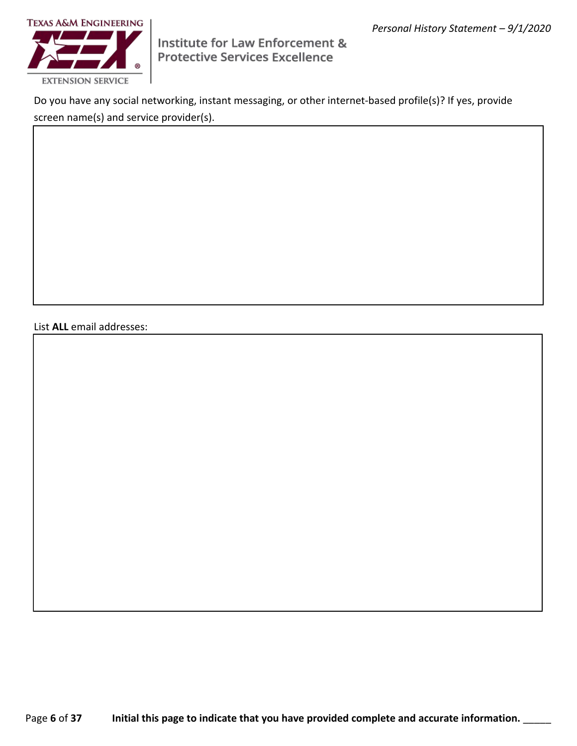Do you have any social networking, instant messaging, or other internet-based profile(s)? If yes, provide screen name(s) and service provider(s).

List **ALL** email addresses:

**Initial this page to indicate that you have provided complete and accurate information.** _____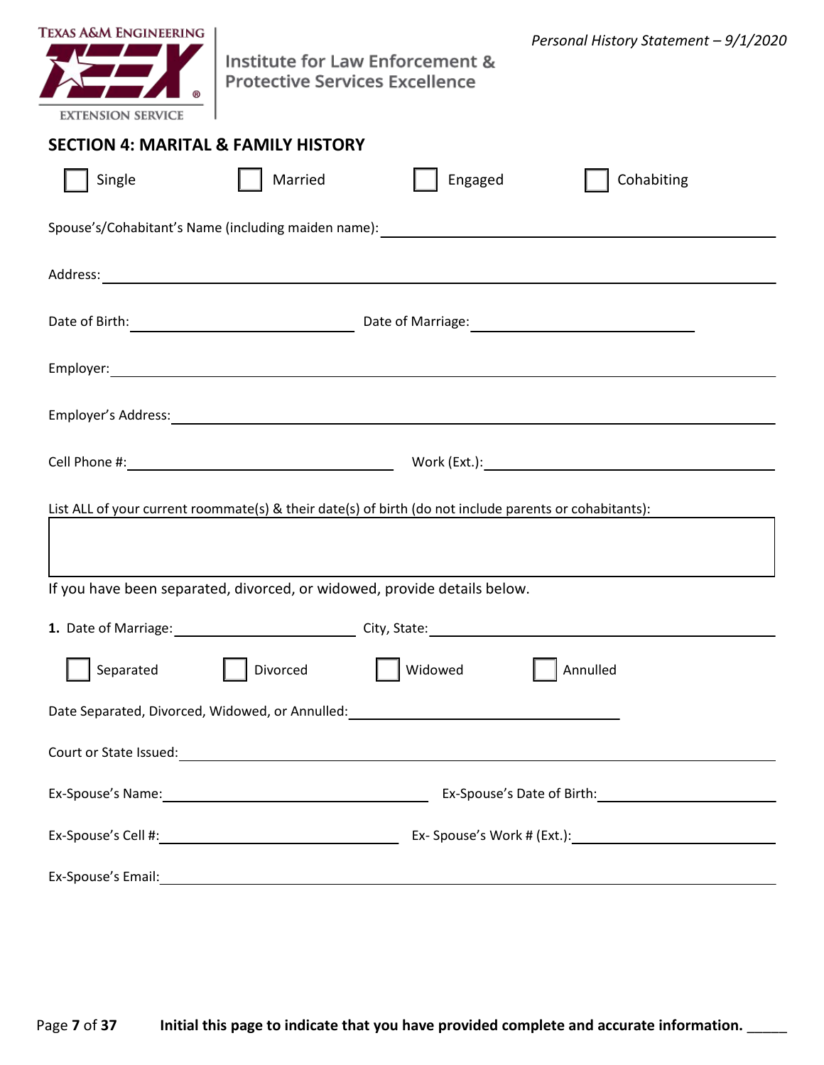## SECTION 4: MARITAL & FAMILY HISTORY

☐ Single ☐ Married ☐ Engaged ☐ Cohabiting

Spouse's/Cohabitant's Name (including maiden name): ______________________________

Address: ______________________________

Date of Birth: ______________ Date of Marriage: ______________

Employer: ______________________________

Employer's Address: ______________________________

Cell Phone #: ______________ Work (Ext.): ______________

List ALL of your current roommate(s) & their date(s) of birth (do not include parents or cohabitants):

|  |
|---|
|  |

If you have been separated, divorced, or widowed, provide details below.

**1.** Date of Marriage: ______________ City, State: ______________

☐ Separated ☐ Divorced ☐ Widowed ☐ Annulled

Date Separated, Divorced, Widowed, or Annulled: ______________

Court or State Issued: ______________________________

Ex-Spouse's Name: ______________ Ex-Spouse's Date of Birth: ______________

Ex-Spouse's Cell #: ______________ Ex- Spouse's Work # (Ext.): ______________

Ex-Spouse's Email: ______________________________

**Initial this page to indicate that you have provided complete and accurate information.** _____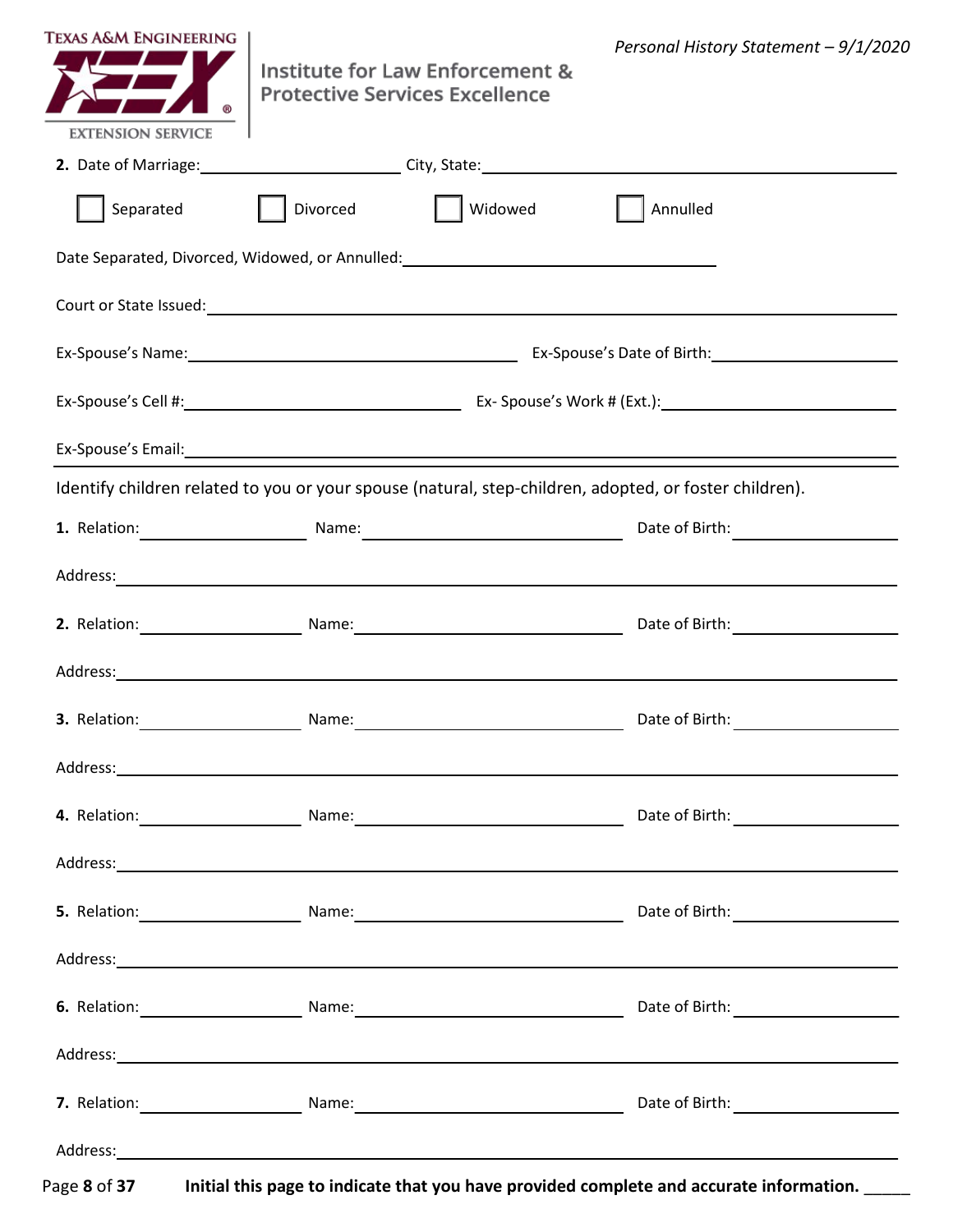**2.** Date of Marriage: ____________________ City, State: ________________________________________

☐ Separated ☐ Divorced ☐ Widowed ☐ Annulled

Date Separated, Divorced, Widowed, or Annulled: ______________________________

Court or State Issued: ______________________________________________________________

Ex-Spouse's Name: ________________________________ Ex-Spouse's Date of Birth: __________________

Ex-Spouse's Cell #: ___________________________ Ex- Spouse's Work # (Ext.): ____________________

Ex-Spouse's Email: ______________________________________________________________

Identify children related to you or your spouse (natural, step-children, adopted, or foster children).

**1.** Relation: ________________ Name: __________________________ Date of Birth: ________________

Address: ______________________________________________________________

**2.** Relation: ________________ Name: __________________________ Date of Birth: ________________

Address: ______________________________________________________________

**3.** Relation: ________________ Name: __________________________ Date of Birth: ________________

Address: ______________________________________________________________

**4.** Relation: ________________ Name: __________________________ Date of Birth: ________________

Address: ______________________________________________________________

**5.** Relation: ________________ Name: __________________________ Date of Birth: ________________

Address: ______________________________________________________________

**6.** Relation: ________________ Name: __________________________ Date of Birth: ________________

Address: ______________________________________________________________

**7.** Relation: ________________ Name: __________________________ Date of Birth: ________________

Address: ______________________________________________________________

**Initial this page to indicate that you have provided complete and accurate information.** _____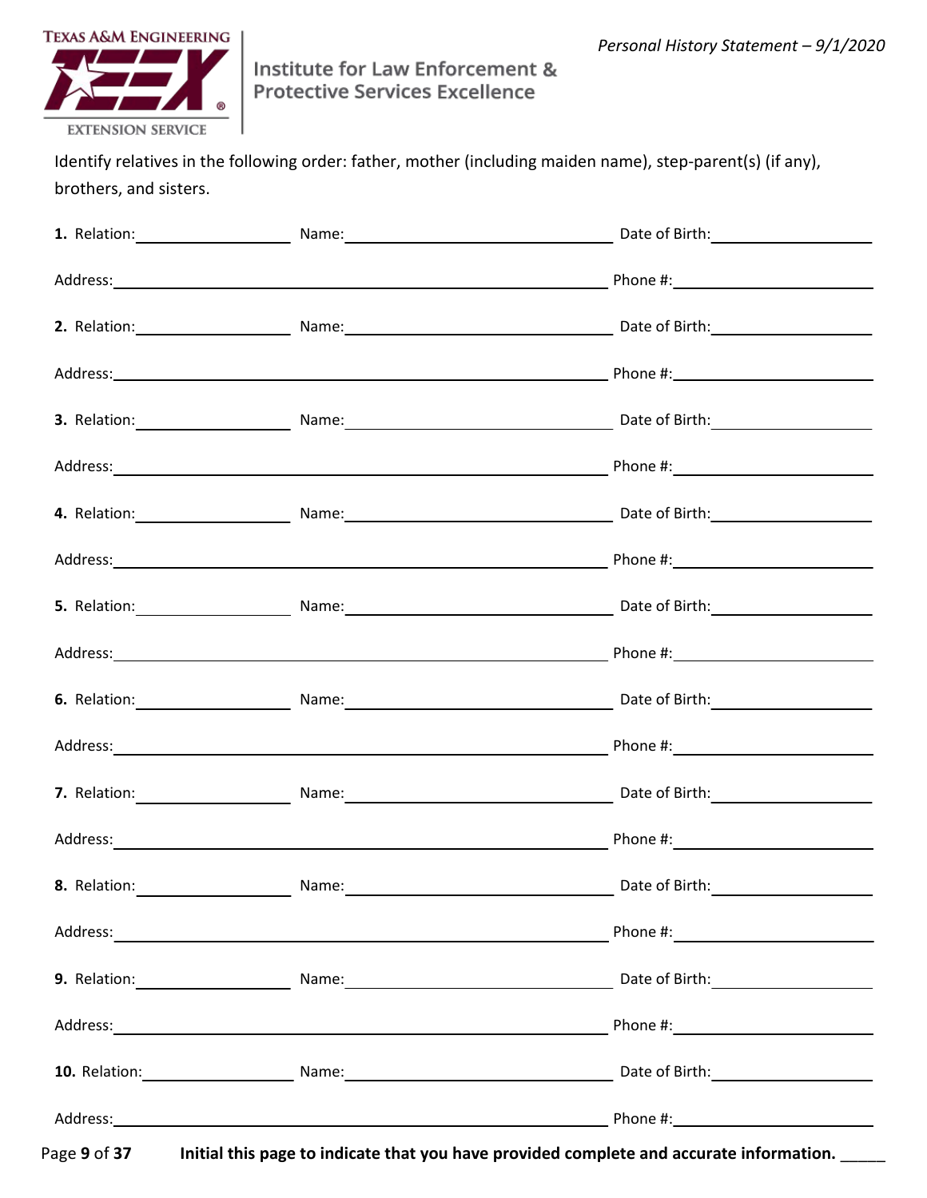Identify relatives in the following order: father, mother (including maiden name), step-parent(s) (if any), brothers, and sisters.

**1.** Relation:________________ Name:____________________________ Date of Birth:________________

Address:__________________________________________________ Phone #:____________________

**2.** Relation:________________ Name:____________________________ Date of Birth:________________

Address:__________________________________________________ Phone #:____________________

**3.** Relation:________________ Name:____________________________ Date of Birth:________________

Address:__________________________________________________ Phone #:____________________

**4.** Relation:________________ Name:____________________________ Date of Birth:________________

Address:__________________________________________________ Phone #:____________________

**5.** Relation:________________ Name:____________________________ Date of Birth:________________

Address:__________________________________________________ Phone #:____________________

**6.** Relation:________________ Name:____________________________ Date of Birth:________________

Address:__________________________________________________ Phone #:____________________

**7.** Relation:________________ Name:____________________________ Date of Birth:________________

Address:__________________________________________________ Phone #:____________________

**8.** Relation:________________ Name:____________________________ Date of Birth:________________

Address:__________________________________________________ Phone #:____________________

**9.** Relation:________________ Name:____________________________ Date of Birth:________________

Address:__________________________________________________ Phone #:____________________

**10.** Relation:________________ Name:____________________________ Date of Birth:________________

Address:__________________________________________________ Phone #:____________________

**Initial this page to indicate that you have provided complete and accurate information.** _____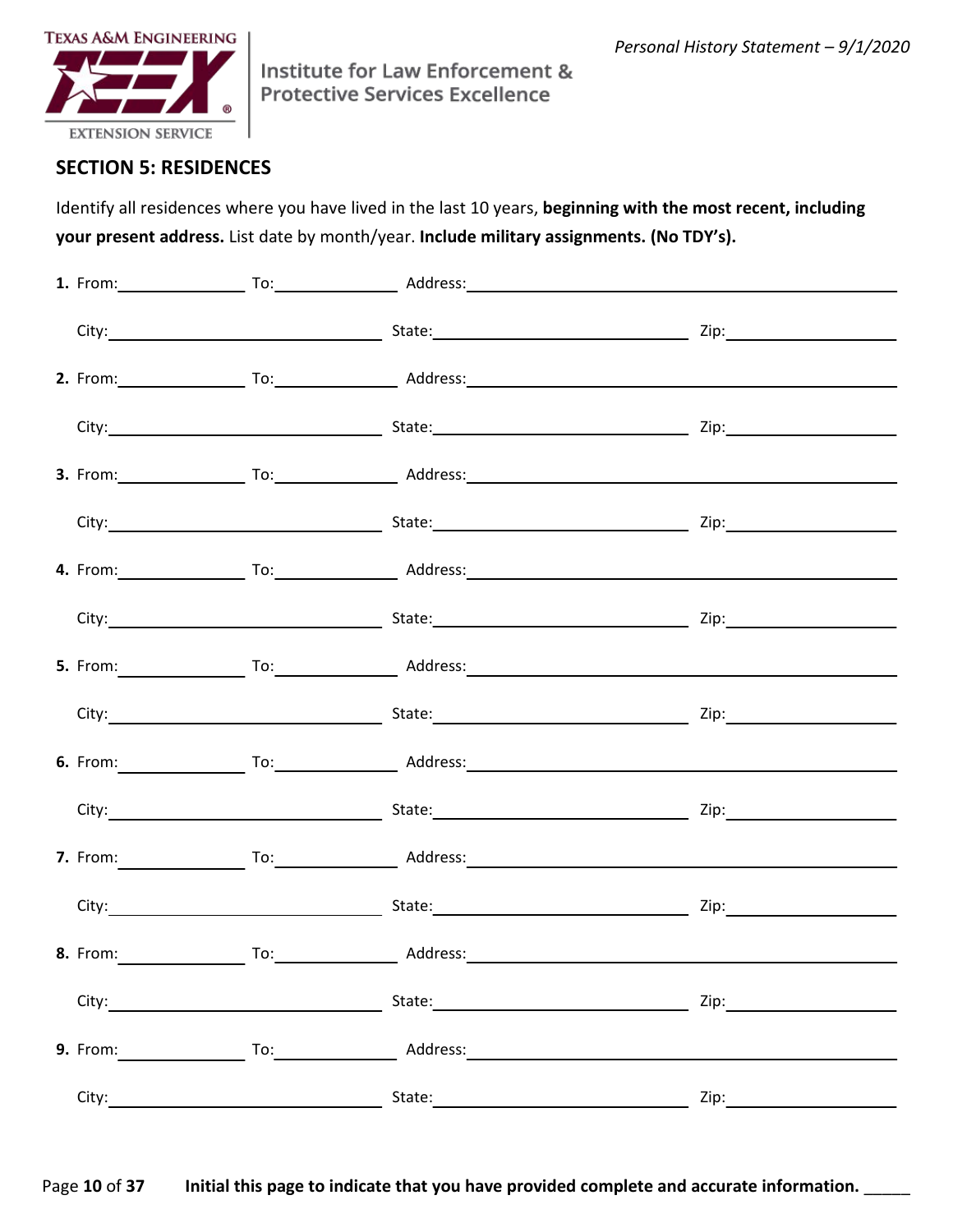## SECTION 5: RESIDENCES

Identify all residences where you have lived in the last 10 years, **beginning with the most recent, including your present address.** List date by month/year. **Include military assignments. (No TDY's).**

**1.** From:______________ To:______________ Address:__________________________________________

City:______________________________ State:____________________________ Zip:__________________

**2.** From:______________ To:______________ Address:__________________________________________

City:______________________________ State:____________________________ Zip:__________________

**3.** From:______________ To:______________ Address:__________________________________________

City:______________________________ State:____________________________ Zip:__________________

**4.** From:______________ To:______________ Address:__________________________________________

City:______________________________ State:____________________________ Zip:__________________

**5.** From:______________ To:______________ Address:__________________________________________

City:______________________________ State:____________________________ Zip:__________________

**6.** From:______________ To:______________ Address:__________________________________________

City:______________________________ State:____________________________ Zip:__________________

**7.** From:______________ To:______________ Address:__________________________________________

City:______________________________ State:____________________________ Zip:__________________

**8.** From:______________ To:______________ Address:__________________________________________

City:______________________________ State:____________________________ Zip:__________________

**9.** From:______________ To:______________ Address:__________________________________________

City:______________________________ State:____________________________ Zip:__________________

**Initial this page to indicate that you have provided complete and accurate information.** _____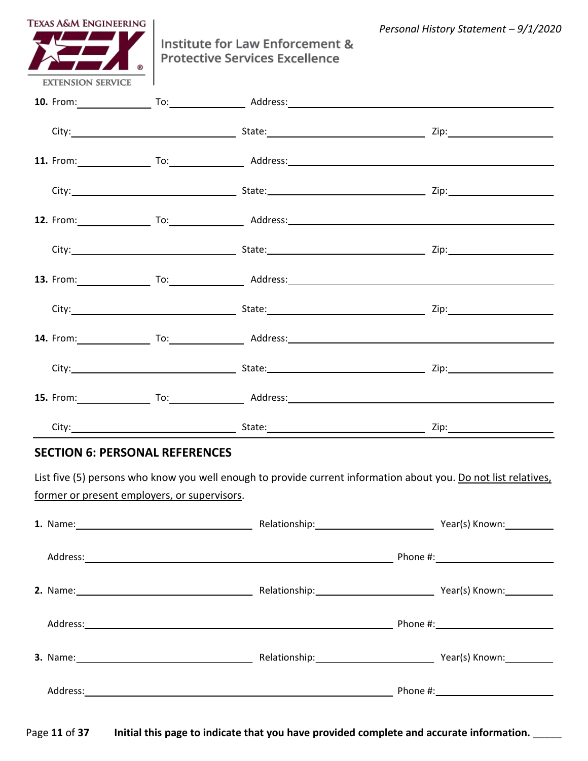10. From:______________ To:______________ Address:______________________________________________

City:______________________________ State:______________________________ Zip:____________________

11. From:______________ To:______________ Address:______________________________________________

City:______________________________ State:______________________________ Zip:____________________

12. From:______________ To:______________ Address:______________________________________________

City:______________________________ State:______________________________ Zip:____________________

13. From:______________ To:______________ Address:______________________________________________

City:______________________________ State:______________________________ Zip:____________________

14. From:______________ To:______________ Address:______________________________________________

City:______________________________ State:______________________________ Zip:____________________

15. From:______________ To:______________ Address:______________________________________________

City:______________________________ State:______________________________ Zip:____________________

## SECTION 6: PERSONAL REFERENCES

List five (5) persons who know you well enough to provide current information about you. Do not list relatives, former or present employers, or supervisors.

1. Name:________________________________ Relationship:______________________ Year(s) Known:_________

   Address:________________________________________________________ Phone #:______________________

2. Name:________________________________ Relationship:______________________ Year(s) Known:_________

   Address:________________________________________________________ Phone #:______________________

3. Name:________________________________ Relationship:______________________ Year(s) Known:_________

   Address:________________________________________________________ Phone #:______________________

**Initial this page to indicate that you have provided complete and accurate information.** _____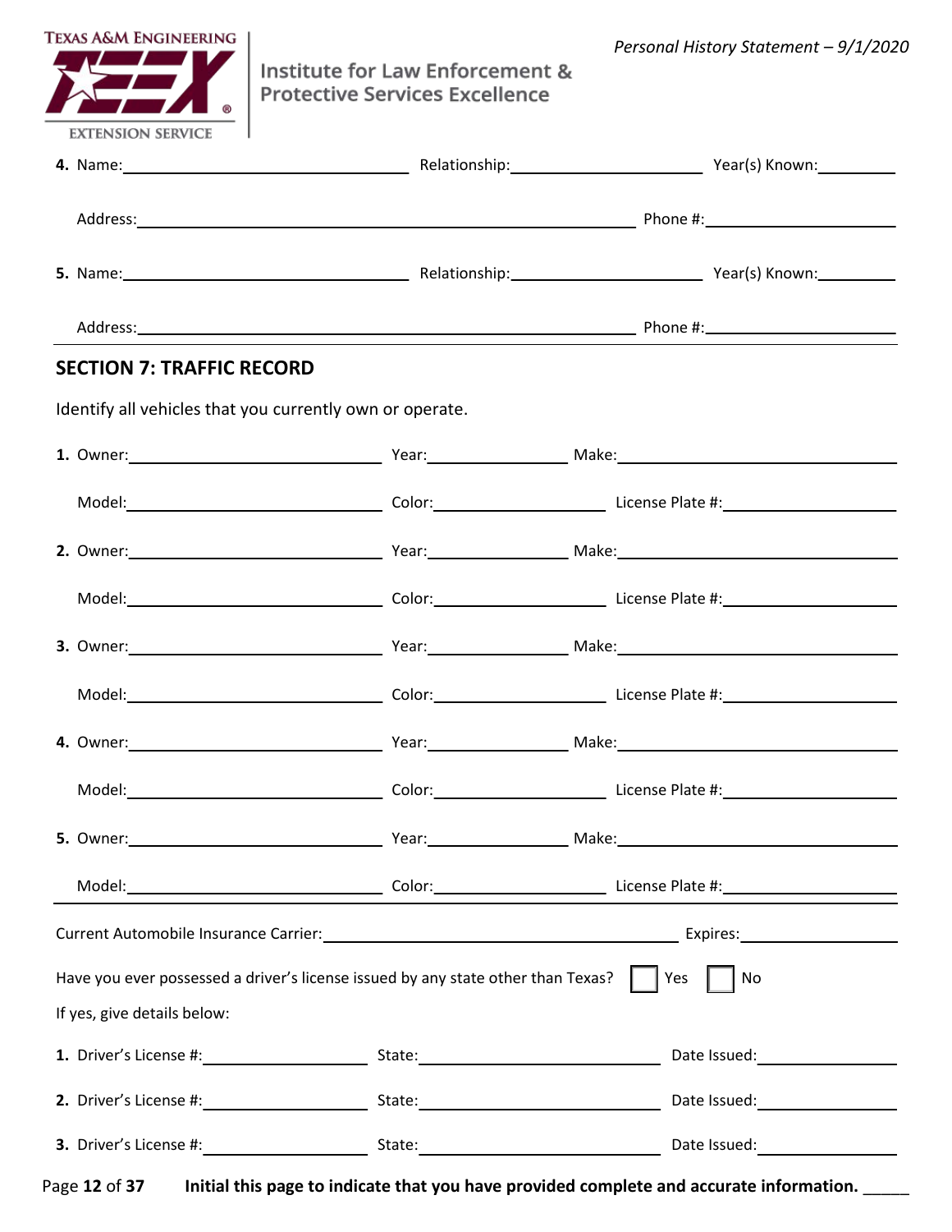**4.** Name:\_\_\_\_\_\_\_\_\_\_\_\_\_\_\_\_\_\_\_\_\_\_\_\_\_\_\_\_ Relationship:\_\_\_\_\_\_\_\_\_\_\_\_\_\_\_\_\_\_\_\_ Year(s) Known:\_\_\_\_\_\_\_\_

Address:\_\_\_\_\_\_\_\_\_\_\_\_\_\_\_\_\_\_\_\_\_\_\_\_\_\_\_\_\_\_\_\_\_\_\_\_\_\_\_\_\_\_\_\_\_\_\_\_ Phone #:\_\_\_\_\_\_\_\_\_\_\_\_\_\_\_\_\_\_\_\_

**5.** Name:\_\_\_\_\_\_\_\_\_\_\_\_\_\_\_\_\_\_\_\_\_\_\_\_\_\_\_\_ Relationship:\_\_\_\_\_\_\_\_\_\_\_\_\_\_\_\_\_\_\_\_ Year(s) Known:\_\_\_\_\_\_\_\_

Address:\_\_\_\_\_\_\_\_\_\_\_\_\_\_\_\_\_\_\_\_\_\_\_\_\_\_\_\_\_\_\_\_\_\_\_\_\_\_\_\_\_\_\_\_\_\_\_\_ Phone #:\_\_\_\_\_\_\_\_\_\_\_\_\_\_\_\_\_\_\_\_

## SECTION 7: TRAFFIC RECORD

Identify all vehicles that you currently own or operate.

**1.** Owner:\_\_\_\_\_\_\_\_\_\_\_\_\_\_\_\_\_\_\_\_\_\_\_\_\_\_ Year:\_\_\_\_\_\_\_\_\_\_\_\_\_\_ Make:\_\_\_\_\_\_\_\_\_\_\_\_\_\_\_\_\_\_\_\_\_\_\_\_\_\_\_\_

Model:\_\_\_\_\_\_\_\_\_\_\_\_\_\_\_\_\_\_\_\_\_\_\_\_\_\_ Color:\_\_\_\_\_\_\_\_\_\_\_\_\_\_\_\_\_\_ License Plate #:\_\_\_\_\_\_\_\_\_\_\_\_\_\_\_\_\_\_

**2.** Owner:\_\_\_\_\_\_\_\_\_\_\_\_\_\_\_\_\_\_\_\_\_\_\_\_\_\_ Year:\_\_\_\_\_\_\_\_\_\_\_\_\_\_ Make:\_\_\_\_\_\_\_\_\_\_\_\_\_\_\_\_\_\_\_\_\_\_\_\_\_\_\_\_

Model:\_\_\_\_\_\_\_\_\_\_\_\_\_\_\_\_\_\_\_\_\_\_\_\_\_\_ Color:\_\_\_\_\_\_\_\_\_\_\_\_\_\_\_\_\_\_ License Plate #:\_\_\_\_\_\_\_\_\_\_\_\_\_\_\_\_\_\_

**3.** Owner:\_\_\_\_\_\_\_\_\_\_\_\_\_\_\_\_\_\_\_\_\_\_\_\_\_\_ Year:\_\_\_\_\_\_\_\_\_\_\_\_\_\_ Make:\_\_\_\_\_\_\_\_\_\_\_\_\_\_\_\_\_\_\_\_\_\_\_\_\_\_\_\_

Model:\_\_\_\_\_\_\_\_\_\_\_\_\_\_\_\_\_\_\_\_\_\_\_\_\_\_ Color:\_\_\_\_\_\_\_\_\_\_\_\_\_\_\_\_\_\_ License Plate #:\_\_\_\_\_\_\_\_\_\_\_\_\_\_\_\_\_\_

**4.** Owner:\_\_\_\_\_\_\_\_\_\_\_\_\_\_\_\_\_\_\_\_\_\_\_\_\_\_ Year:\_\_\_\_\_\_\_\_\_\_\_\_\_\_ Make:\_\_\_\_\_\_\_\_\_\_\_\_\_\_\_\_\_\_\_\_\_\_\_\_\_\_\_\_

Model:\_\_\_\_\_\_\_\_\_\_\_\_\_\_\_\_\_\_\_\_\_\_\_\_\_\_ Color:\_\_\_\_\_\_\_\_\_\_\_\_\_\_\_\_\_\_ License Plate #:\_\_\_\_\_\_\_\_\_\_\_\_\_\_\_\_\_\_

**5.** Owner:\_\_\_\_\_\_\_\_\_\_\_\_\_\_\_\_\_\_\_\_\_\_\_\_\_\_ Year:\_\_\_\_\_\_\_\_\_\_\_\_\_\_ Make:\_\_\_\_\_\_\_\_\_\_\_\_\_\_\_\_\_\_\_\_\_\_\_\_\_\_\_\_

Model:\_\_\_\_\_\_\_\_\_\_\_\_\_\_\_\_\_\_\_\_\_\_\_\_\_\_ Color:\_\_\_\_\_\_\_\_\_\_\_\_\_\_\_\_\_\_ License Plate #:\_\_\_\_\_\_\_\_\_\_\_\_\_\_\_\_\_\_

Current Automobile Insurance Carrier:\_\_\_\_\_\_\_\_\_\_\_\_\_\_\_\_\_\_\_\_\_\_\_\_\_\_\_\_\_\_\_\_\_\_\_\_ Expires:\_\_\_\_\_\_\_\_\_\_\_\_\_\_\_\_

Have you ever possessed a driver's license issued by any state other than Texas? ☐ Yes ☐ No

If yes, give details below:

**1.** Driver's License #:\_\_\_\_\_\_\_\_\_\_\_\_\_\_\_\_\_ State:\_\_\_\_\_\_\_\_\_\_\_\_\_\_\_\_\_\_\_\_\_\_\_\_\_ Date Issued:\_\_\_\_\_\_\_\_\_\_\_\_\_\_

**2.** Driver's License #:\_\_\_\_\_\_\_\_\_\_\_\_\_\_\_\_\_ State:\_\_\_\_\_\_\_\_\_\_\_\_\_\_\_\_\_\_\_\_\_\_\_\_\_ Date Issued:\_\_\_\_\_\_\_\_\_\_\_\_\_\_

**3.** Driver's License #:\_\_\_\_\_\_\_\_\_\_\_\_\_\_\_\_\_ State:\_\_\_\_\_\_\_\_\_\_\_\_\_\_\_\_\_\_\_\_\_\_\_\_\_ Date Issued:\_\_\_\_\_\_\_\_\_\_\_\_\_\_

**Initial this page to indicate that you have provided complete and accurate information.** \_\_\_\_\_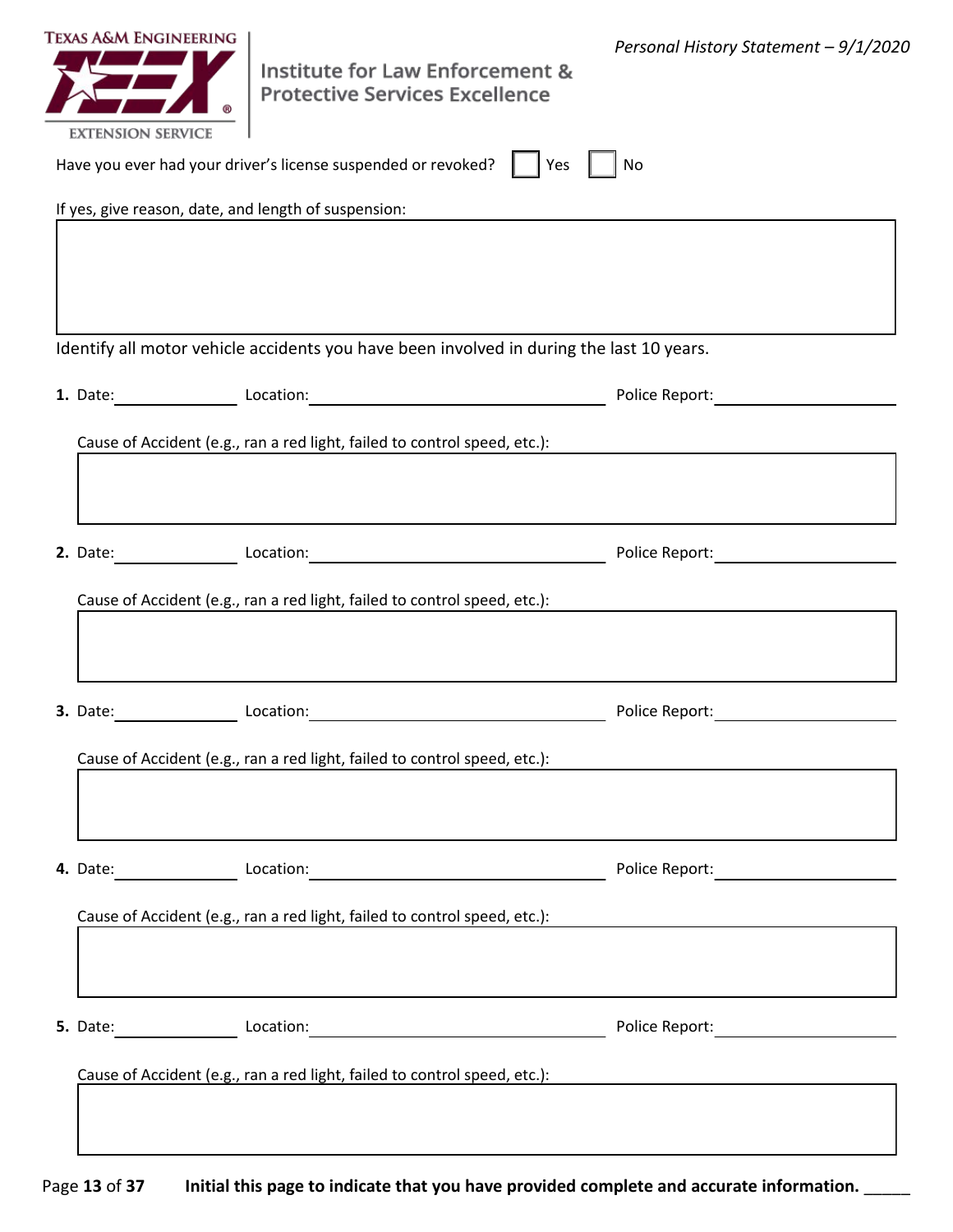Have you ever had your driver's license suspended or revoked? ☐ Yes ☐ No

If yes, give reason, date, and length of suspension:

Identify all motor vehicle accidents you have been involved in during the last 10 years.

**1.** Date:______________ Location:________________________________ Police Report:____________________

Cause of Accident (e.g., ran a red light, failed to control speed, etc.):

**2.** Date:______________ Location:________________________________ Police Report:____________________

Cause of Accident (e.g., ran a red light, failed to control speed, etc.):

**3.** Date:______________ Location:________________________________ Police Report:____________________

Cause of Accident (e.g., ran a red light, failed to control speed, etc.):

**4.** Date:______________ Location:________________________________ Police Report:____________________

Cause of Accident (e.g., ran a red light, failed to control speed, etc.):

**5.** Date:______________ Location:________________________________ Police Report:____________________

Cause of Accident (e.g., ran a red light, failed to control speed, etc.):

**Initial this page to indicate that you have provided complete and accurate information.** _____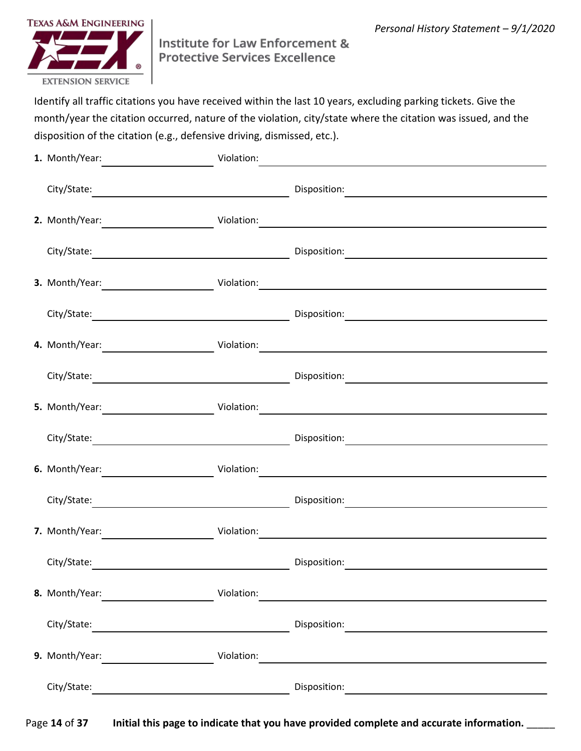Identify all traffic citations you have received within the last 10 years, excluding parking tickets. Give the month/year the citation occurred, nature of the violation, city/state where the citation was issued, and the disposition of the citation (e.g., defensive driving, dismissed, etc.).

**1.** Month/Year: \_\_\_\_\_\_\_\_\_\_\_\_\_\_\_\_ Violation: \_\_\_\_\_\_\_\_\_\_\_\_\_\_\_\_\_\_\_\_\_\_\_\_\_\_\_\_\_\_\_\_

City/State: \_\_\_\_\_\_\_\_\_\_\_\_\_\_\_\_\_\_\_\_\_\_\_\_ Disposition: \_\_\_\_\_\_\_\_\_\_\_\_\_\_\_\_\_\_\_\_\_\_\_\_

**2.** Month/Year: \_\_\_\_\_\_\_\_\_\_\_\_\_\_\_\_ Violation: \_\_\_\_\_\_\_\_\_\_\_\_\_\_\_\_\_\_\_\_\_\_\_\_\_\_\_\_\_\_\_\_

City/State: \_\_\_\_\_\_\_\_\_\_\_\_\_\_\_\_\_\_\_\_\_\_\_\_ Disposition: \_\_\_\_\_\_\_\_\_\_\_\_\_\_\_\_\_\_\_\_\_\_\_\_

**3.** Month/Year: \_\_\_\_\_\_\_\_\_\_\_\_\_\_\_\_ Violation: \_\_\_\_\_\_\_\_\_\_\_\_\_\_\_\_\_\_\_\_\_\_\_\_\_\_\_\_\_\_\_\_

City/State: \_\_\_\_\_\_\_\_\_\_\_\_\_\_\_\_\_\_\_\_\_\_\_\_ Disposition: \_\_\_\_\_\_\_\_\_\_\_\_\_\_\_\_\_\_\_\_\_\_\_\_

**4.** Month/Year: \_\_\_\_\_\_\_\_\_\_\_\_\_\_\_\_ Violation: \_\_\_\_\_\_\_\_\_\_\_\_\_\_\_\_\_\_\_\_\_\_\_\_\_\_\_\_\_\_\_\_

City/State: \_\_\_\_\_\_\_\_\_\_\_\_\_\_\_\_\_\_\_\_\_\_\_\_ Disposition: \_\_\_\_\_\_\_\_\_\_\_\_\_\_\_\_\_\_\_\_\_\_\_\_

**5.** Month/Year: \_\_\_\_\_\_\_\_\_\_\_\_\_\_\_\_ Violation: \_\_\_\_\_\_\_\_\_\_\_\_\_\_\_\_\_\_\_\_\_\_\_\_\_\_\_\_\_\_\_\_

City/State: \_\_\_\_\_\_\_\_\_\_\_\_\_\_\_\_\_\_\_\_\_\_\_\_ Disposition: \_\_\_\_\_\_\_\_\_\_\_\_\_\_\_\_\_\_\_\_\_\_\_\_

**6.** Month/Year: \_\_\_\_\_\_\_\_\_\_\_\_\_\_\_\_ Violation: \_\_\_\_\_\_\_\_\_\_\_\_\_\_\_\_\_\_\_\_\_\_\_\_\_\_\_\_\_\_\_\_

City/State: \_\_\_\_\_\_\_\_\_\_\_\_\_\_\_\_\_\_\_\_\_\_\_\_ Disposition: \_\_\_\_\_\_\_\_\_\_\_\_\_\_\_\_\_\_\_\_\_\_\_\_

**7.** Month/Year: \_\_\_\_\_\_\_\_\_\_\_\_\_\_\_\_ Violation: \_\_\_\_\_\_\_\_\_\_\_\_\_\_\_\_\_\_\_\_\_\_\_\_\_\_\_\_\_\_\_\_

City/State: \_\_\_\_\_\_\_\_\_\_\_\_\_\_\_\_\_\_\_\_\_\_\_\_ Disposition: \_\_\_\_\_\_\_\_\_\_\_\_\_\_\_\_\_\_\_\_\_\_\_\_

**8.** Month/Year: \_\_\_\_\_\_\_\_\_\_\_\_\_\_\_\_ Violation: \_\_\_\_\_\_\_\_\_\_\_\_\_\_\_\_\_\_\_\_\_\_\_\_\_\_\_\_\_\_\_\_

City/State: \_\_\_\_\_\_\_\_\_\_\_\_\_\_\_\_\_\_\_\_\_\_\_\_ Disposition: \_\_\_\_\_\_\_\_\_\_\_\_\_\_\_\_\_\_\_\_\_\_\_\_

**9.** Month/Year: \_\_\_\_\_\_\_\_\_\_\_\_\_\_\_\_ Violation: \_\_\_\_\_\_\_\_\_\_\_\_\_\_\_\_\_\_\_\_\_\_\_\_\_\_\_\_\_\_\_\_

City/State: \_\_\_\_\_\_\_\_\_\_\_\_\_\_\_\_\_\_\_\_\_\_\_\_ Disposition: \_\_\_\_\_\_\_\_\_\_\_\_\_\_\_\_\_\_\_\_\_\_\_\_

**Initial this page to indicate that you have provided complete and accurate information.** \_\_\_\_\_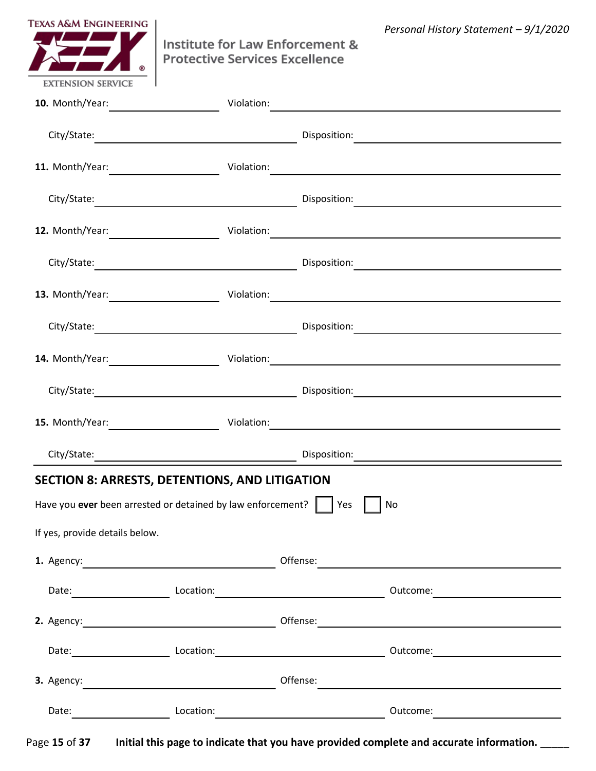**10.** Month/Year: ______________ Violation: ________________________________________

City/State: __________________________ Disposition: ___________________________

**11.** Month/Year: ______________ Violation: ________________________________________

City/State: __________________________ Disposition: ___________________________

**12.** Month/Year: ______________ Violation: ________________________________________

City/State: __________________________ Disposition: ___________________________

**13.** Month/Year: ______________ Violation: ________________________________________

City/State: __________________________ Disposition: ___________________________

**14.** Month/Year: ______________ Violation: ________________________________________

City/State: __________________________ Disposition: ___________________________

**15.** Month/Year: ______________ Violation: ________________________________________

City/State: __________________________ Disposition: ___________________________

## SECTION 8: ARRESTS, DETENTIONS, AND LITIGATION

Have you **ever** been arrested or detained by law enforcement? ☐ Yes ☐ No

If yes, provide details below.

**1.** Agency: __________________________ Offense: ________________________________

Date: ____________ Location: ______________________ Outcome: __________________

**2.** Agency: __________________________ Offense: ________________________________

Date: ____________ Location: ______________________ Outcome: __________________

**3.** Agency: __________________________ Offense: ________________________________

Date: ____________ Location: ______________________ Outcome: __________________

**Initial this page to indicate that you have provided complete and accurate information.** _____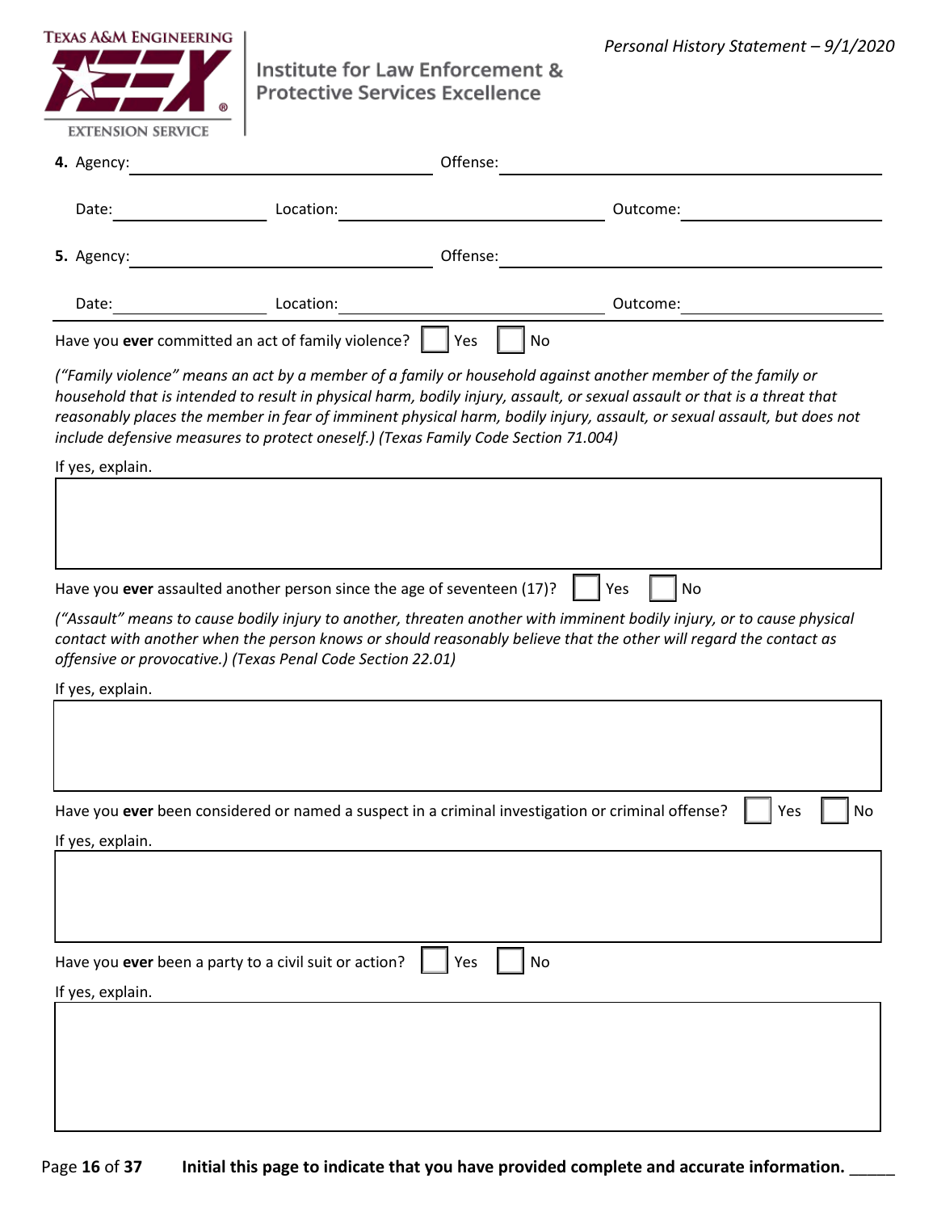4. Agency: ______________________ Offense: ______________________

Date: ____________ Location: ______________________ Outcome: ____________

5. Agency: ______________________ Offense: ______________________

Date: ____________ Location: ______________________ Outcome: ____________

Have you **ever** committed an act of family violence? ☐ Yes ☐ No

*("Family violence" means an act by a member of a family or household against another member of the family or household that is intended to result in physical harm, bodily injury, assault, or sexual assault or that is a threat that reasonably places the member in fear of imminent physical harm, bodily injury, assault, or sexual assault, but does not include defensive measures to protect oneself.) (Texas Family Code Section 71.004)*

If yes, explain.

Have you **ever** assaulted another person since the age of seventeen (17)? ☐ Yes ☐ No

*("Assault" means to cause bodily injury to another, threaten another with imminent bodily injury, or to cause physical contact with another when the person knows or should reasonably believe that the other will regard the contact as offensive or provocative.) (Texas Penal Code Section 22.01)*

If yes, explain.

Have you **ever** been considered or named a suspect in a criminal investigation or criminal offense? ☐ Yes ☐ No

If yes, explain.

Have you **ever** been a party to a civil suit or action? ☐ Yes ☐ No

If yes, explain.

**Initial this page to indicate that you have provided complete and accurate information.** _____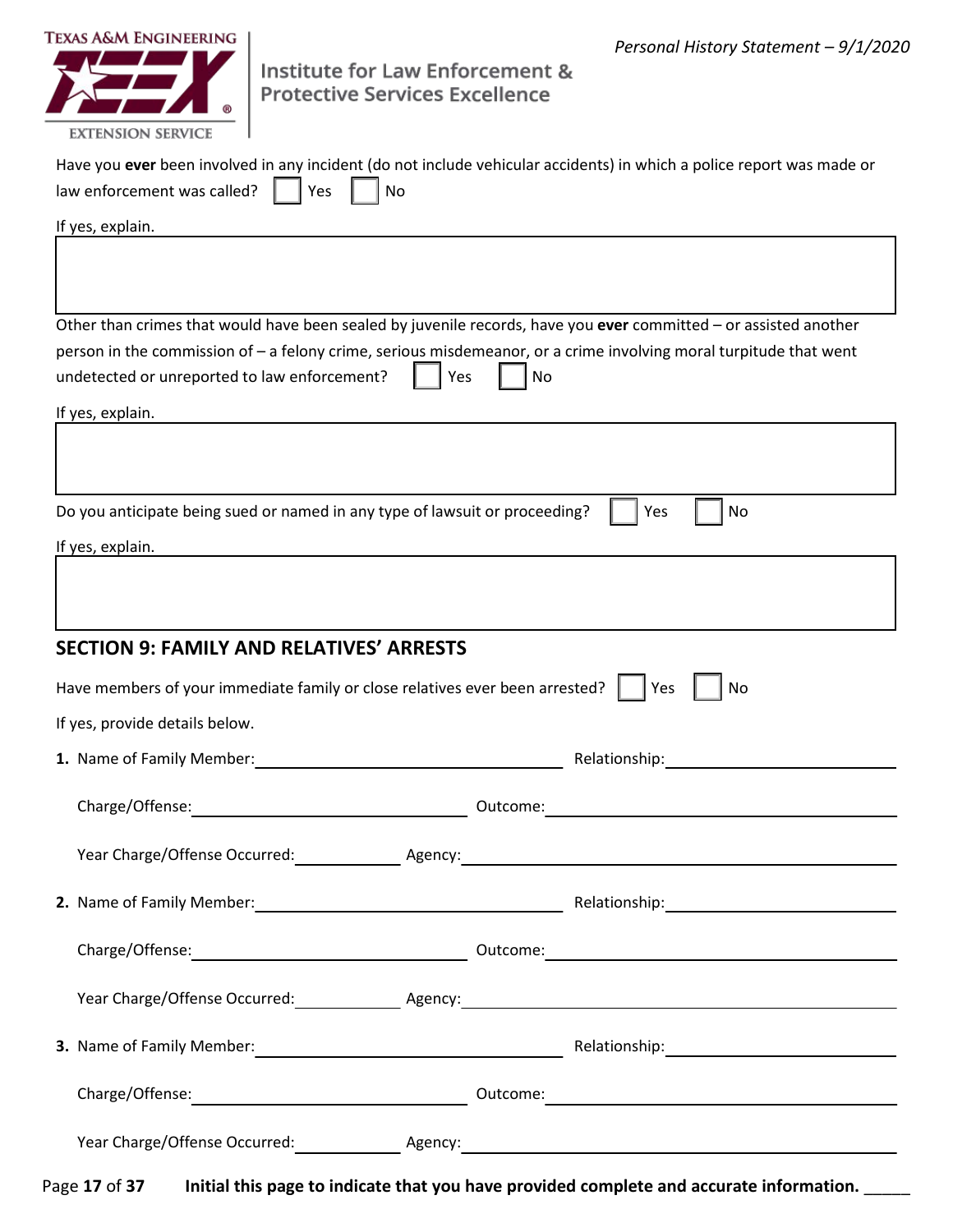Have you **ever** been involved in any incident (do not include vehicular accidents) in which a police report was made or law enforcement was called? ☐ Yes ☐ No

If yes, explain.

Other than crimes that would have been sealed by juvenile records, have you **ever** committed – or assisted another person in the commission of – a felony crime, serious misdemeanor, or a crime involving moral turpitude that went undetected or unreported to law enforcement? ☐ Yes ☐ No

If yes, explain.

Do you anticipate being sued or named in any type of lawsuit or proceeding? ☐ Yes ☐ No

If yes, explain.

## SECTION 9: FAMILY AND RELATIVES' ARRESTS

Have members of your immediate family or close relatives ever been arrested? ☐ Yes ☐ No

If yes, provide details below.

**1.** Name of Family Member: ____________________ Relationship: ____________________

Charge/Offense: ____________________ Outcome: ____________________

Year Charge/Offense Occurred: __________ Agency: ____________________

**2.** Name of Family Member: ____________________ Relationship: ____________________

Charge/Offense: ____________________ Outcome: ____________________

Year Charge/Offense Occurred: __________ Agency: ____________________

**3.** Name of Family Member: ____________________ Relationship: ____________________

Charge/Offense: ____________________ Outcome: ____________________

Year Charge/Offense Occurred: __________ Agency: ____________________

**Initial this page to indicate that you have provided complete and accurate information.** _____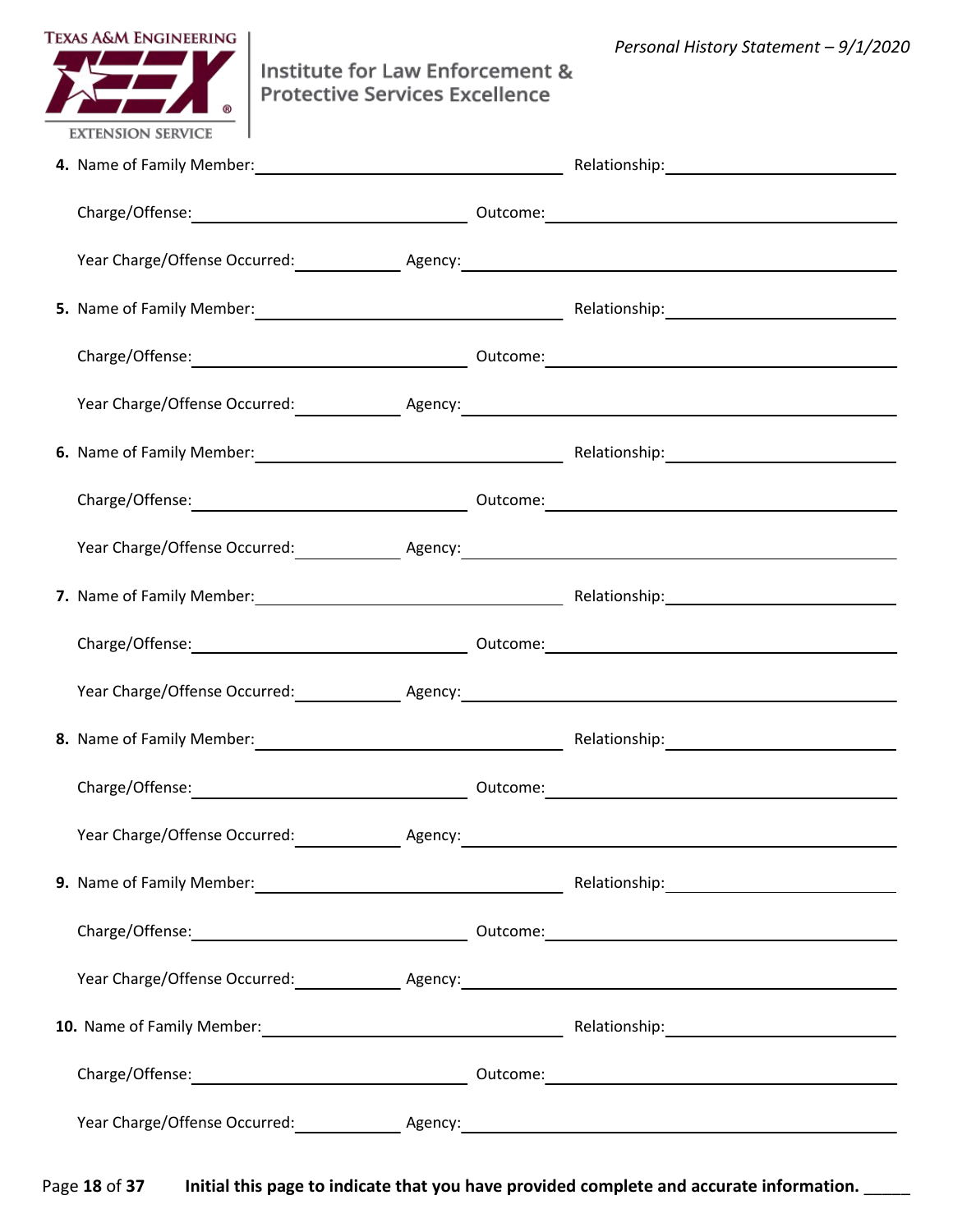4. Name of Family Member: ______________________ Relationship: ______________________

   Charge/Offense: ______________________ Outcome: ______________________

   Year Charge/Offense Occurred: __________ Agency: ______________________

5. Name of Family Member: ______________________ Relationship: ______________________

   Charge/Offense: ______________________ Outcome: ______________________

   Year Charge/Offense Occurred: __________ Agency: ______________________

6. Name of Family Member: ______________________ Relationship: ______________________

   Charge/Offense: ______________________ Outcome: ______________________

   Year Charge/Offense Occurred: __________ Agency: ______________________

7. Name of Family Member: ______________________ Relationship: ______________________

   Charge/Offense: ______________________ Outcome: ______________________

   Year Charge/Offense Occurred: __________ Agency: ______________________

8. Name of Family Member: ______________________ Relationship: ______________________

   Charge/Offense: ______________________ Outcome: ______________________

   Year Charge/Offense Occurred: __________ Agency: ______________________

9. Name of Family Member: ______________________ Relationship: ______________________

   Charge/Offense: ______________________ Outcome: ______________________

   Year Charge/Offense Occurred: __________ Agency: ______________________

10. Name of Family Member: ______________________ Relationship: ______________________

    Charge/Offense: ______________________ Outcome: ______________________

    Year Charge/Offense Occurred: __________ Agency: ______________________

**Initial this page to indicate that you have provided complete and accurate information.** _____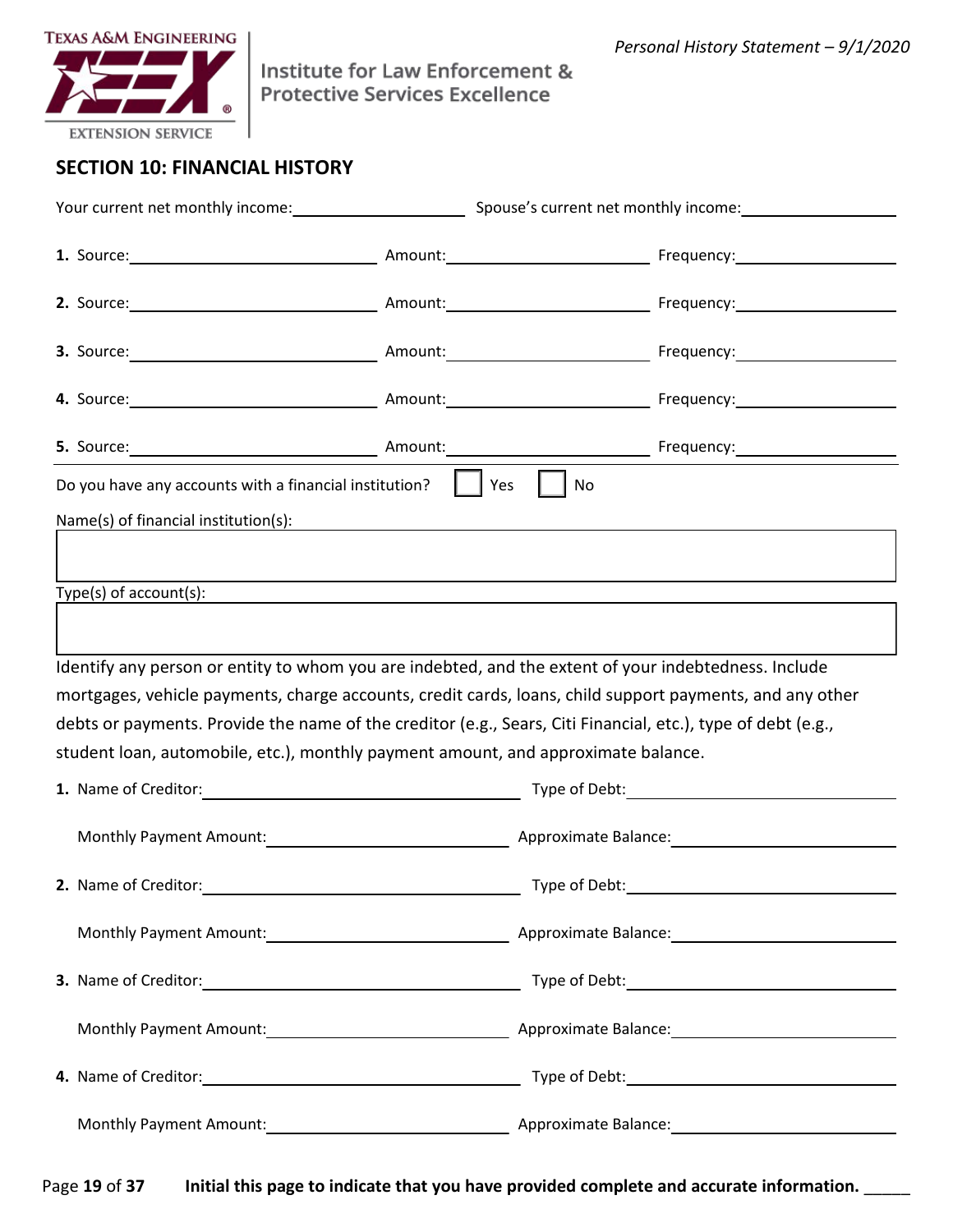## SECTION 10: FINANCIAL HISTORY

Your current net monthly income:____________________ Spouse's current net monthly income:__________________

**1.** Source:______________________________ Amount:________________________ Frequency:___________________

**2.** Source:______________________________ Amount:________________________ Frequency:___________________

**3.** Source:______________________________ Amount:________________________ Frequency:___________________

**4.** Source:______________________________ Amount:________________________ Frequency:___________________

**5.** Source:______________________________ Amount:________________________ Frequency:___________________

Do you have any accounts with a financial institution? ☐ Yes ☐ No

Name(s) of financial institution(s):

Type(s) of account(s):

Identify any person or entity to whom you are indebted, and the extent of your indebtedness. Include mortgages, vehicle payments, charge accounts, credit cards, loans, child support payments, and any other debts or payments. Provide the name of the creditor (e.g., Sears, Citi Financial, etc.), type of debt (e.g., student loan, automobile, etc.), monthly payment amount, and approximate balance.

**1.** Name of Creditor:_______________________________________ Type of Debt:_______________________________

Monthly Payment Amount:_____________________________ Approximate Balance:___________________________

**2.** Name of Creditor:_______________________________________ Type of Debt:_______________________________

Monthly Payment Amount:_____________________________ Approximate Balance:___________________________

**3.** Name of Creditor:_______________________________________ Type of Debt:_______________________________

Monthly Payment Amount:_____________________________ Approximate Balance:___________________________

**4.** Name of Creditor:_______________________________________ Type of Debt:_______________________________

Monthly Payment Amount:_____________________________ Approximate Balance:___________________________

**Initial this page to indicate that you have provided complete and accurate information.** _____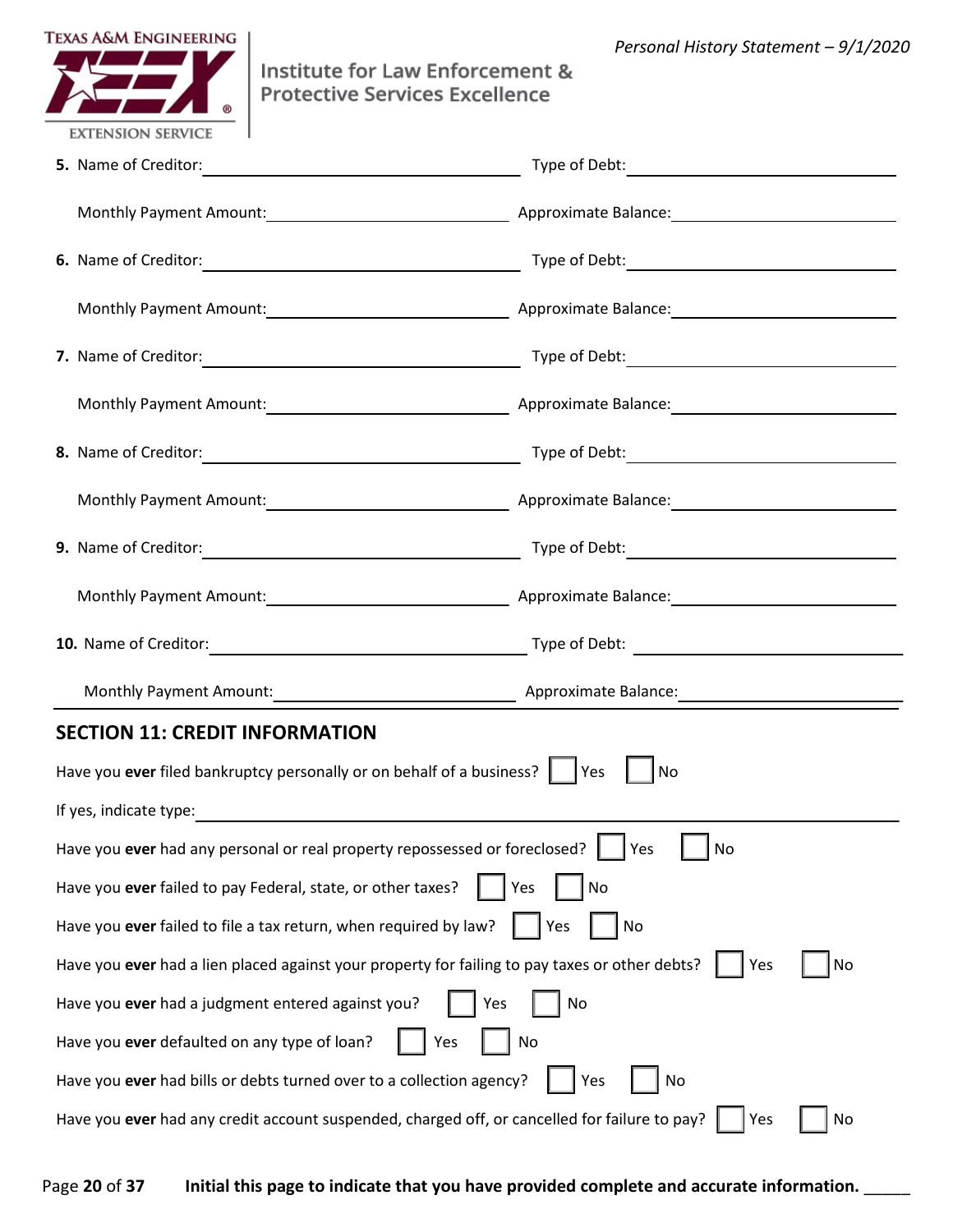5. Name of Creditor: ____________________ Type of Debt: ____________________

Monthly Payment Amount: ____________________ Approximate Balance: ____________________

6. Name of Creditor: ____________________ Type of Debt: ____________________

Monthly Payment Amount: ____________________ Approximate Balance: ____________________

7. Name of Creditor: ____________________ Type of Debt: ____________________

Monthly Payment Amount: ____________________ Approximate Balance: ____________________

8. Name of Creditor: ____________________ Type of Debt: ____________________

Monthly Payment Amount: ____________________ Approximate Balance: ____________________

9. Name of Creditor: ____________________ Type of Debt: ____________________

Monthly Payment Amount: ____________________ Approximate Balance: ____________________

10. Name of Creditor: ____________________ Type of Debt: ____________________

Monthly Payment Amount: ____________________ Approximate Balance: ____________________

## SECTION 11: CREDIT INFORMATION

Have you **ever** filed bankruptcy personally or on behalf of a business? ☐ Yes ☐ No

If yes, indicate type: ____________________

Have you **ever** had any personal or real property repossessed or foreclosed? ☐ Yes ☐ No

Have you **ever** failed to pay Federal, state, or other taxes? ☐ Yes ☐ No

Have you **ever** failed to file a tax return, when required by law? ☐ Yes ☐ No

Have you **ever** had a lien placed against your property for failing to pay taxes or other debts? ☐ Yes ☐ No

Have you **ever** had a judgment entered against you? ☐ Yes ☐ No

Have you **ever** defaulted on any type of loan? ☐ Yes ☐ No

Have you **ever** had bills or debts turned over to a collection agency? ☐ Yes ☐ No

Have you **ever** had any credit account suspended, charged off, or cancelled for failure to pay? ☐ Yes ☐ No

**Initial this page to indicate that you have provided complete and accurate information.** _____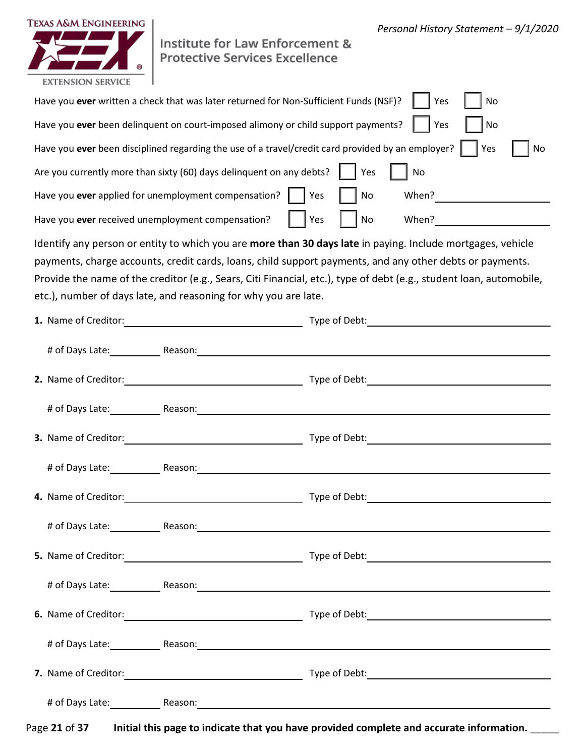Have you **ever** written a check that was later returned for Non-Sufficient Funds (NSF)? ☐ Yes ☐ No

Have you **ever** been delinquent on court-imposed alimony or child support payments? ☐ Yes ☐ No

Have you **ever** been disciplined regarding the use of a travel/credit card provided by an employer? ☐ Yes ☐ No

Are you currently more than sixty (60) days delinquent on any debts? ☐ Yes ☐ No

Have you **ever** applied for unemployment compensation? ☐ Yes ☐ No When?\_\_\_\_\_\_\_\_\_\_\_\_\_\_\_\_\_\_\_\_

Have you **ever** received unemployment compensation? ☐ Yes ☐ No When?\_\_\_\_\_\_\_\_\_\_\_\_\_\_\_\_\_\_\_\_

Identify any person or entity to which you are **more than 30 days late** in paying. Include mortgages, vehicle payments, charge accounts, credit cards, loans, child support payments, and any other debts or payments. Provide the name of the creditor (e.g., Sears, Citi Financial, etc.), type of debt (e.g., student loan, automobile, etc.), number of days late, and reasoning for why you are late.

**1.** Name of Creditor:\_\_\_\_\_\_\_\_\_\_\_\_\_\_\_\_\_\_\_\_\_\_\_\_\_\_\_\_\_\_ Type of Debt:\_\_\_\_\_\_\_\_\_\_\_\_\_\_\_\_\_\_\_\_\_\_\_\_\_\_\_\_\_\_

# of Days Late:\_\_\_\_\_\_\_\_\_ Reason:\_\_\_\_\_\_\_\_\_\_\_\_\_\_\_\_\_\_\_\_\_\_\_\_\_\_\_\_\_\_\_\_\_\_\_\_\_\_\_\_\_\_\_\_\_\_\_\_\_\_

**2.** Name of Creditor:\_\_\_\_\_\_\_\_\_\_\_\_\_\_\_\_\_\_\_\_\_\_\_\_\_\_\_\_\_\_ Type of Debt:\_\_\_\_\_\_\_\_\_\_\_\_\_\_\_\_\_\_\_\_\_\_\_\_\_\_\_\_\_\_

# of Days Late:\_\_\_\_\_\_\_\_\_ Reason:\_\_\_\_\_\_\_\_\_\_\_\_\_\_\_\_\_\_\_\_\_\_\_\_\_\_\_\_\_\_\_\_\_\_\_\_\_\_\_\_\_\_\_\_\_\_\_\_\_\_

**3.** Name of Creditor:\_\_\_\_\_\_\_\_\_\_\_\_\_\_\_\_\_\_\_\_\_\_\_\_\_\_\_\_\_\_ Type of Debt:\_\_\_\_\_\_\_\_\_\_\_\_\_\_\_\_\_\_\_\_\_\_\_\_\_\_\_\_\_\_

# of Days Late:\_\_\_\_\_\_\_\_\_ Reason:\_\_\_\_\_\_\_\_\_\_\_\_\_\_\_\_\_\_\_\_\_\_\_\_\_\_\_\_\_\_\_\_\_\_\_\_\_\_\_\_\_\_\_\_\_\_\_\_\_\_

**4.** Name of Creditor:\_\_\_\_\_\_\_\_\_\_\_\_\_\_\_\_\_\_\_\_\_\_\_\_\_\_\_\_\_\_ Type of Debt:\_\_\_\_\_\_\_\_\_\_\_\_\_\_\_\_\_\_\_\_\_\_\_\_\_\_\_\_\_\_

# of Days Late:\_\_\_\_\_\_\_\_\_ Reason:\_\_\_\_\_\_\_\_\_\_\_\_\_\_\_\_\_\_\_\_\_\_\_\_\_\_\_\_\_\_\_\_\_\_\_\_\_\_\_\_\_\_\_\_\_\_\_\_\_\_

**5.** Name of Creditor:\_\_\_\_\_\_\_\_\_\_\_\_\_\_\_\_\_\_\_\_\_\_\_\_\_\_\_\_\_\_ Type of Debt:\_\_\_\_\_\_\_\_\_\_\_\_\_\_\_\_\_\_\_\_\_\_\_\_\_\_\_\_\_\_

# of Days Late:\_\_\_\_\_\_\_\_\_ Reason:\_\_\_\_\_\_\_\_\_\_\_\_\_\_\_\_\_\_\_\_\_\_\_\_\_\_\_\_\_\_\_\_\_\_\_\_\_\_\_\_\_\_\_\_\_\_\_\_\_\_

**6.** Name of Creditor:\_\_\_\_\_\_\_\_\_\_\_\_\_\_\_\_\_\_\_\_\_\_\_\_\_\_\_\_\_\_ Type of Debt:\_\_\_\_\_\_\_\_\_\_\_\_\_\_\_\_\_\_\_\_\_\_\_\_\_\_\_\_\_\_

# of Days Late:\_\_\_\_\_\_\_\_\_ Reason:\_\_\_\_\_\_\_\_\_\_\_\_\_\_\_\_\_\_\_\_\_\_\_\_\_\_\_\_\_\_\_\_\_\_\_\_\_\_\_\_\_\_\_\_\_\_\_\_\_\_

**7.** Name of Creditor:\_\_\_\_\_\_\_\_\_\_\_\_\_\_\_\_\_\_\_\_\_\_\_\_\_\_\_\_\_\_ Type of Debt:\_\_\_\_\_\_\_\_\_\_\_\_\_\_\_\_\_\_\_\_\_\_\_\_\_\_\_\_\_\_

# of Days Late:\_\_\_\_\_\_\_\_\_ Reason:\_\_\_\_\_\_\_\_\_\_\_\_\_\_\_\_\_\_\_\_\_\_\_\_\_\_\_\_\_\_\_\_\_\_\_\_\_\_\_\_\_\_\_\_\_\_\_\_\_\_

**Initial this page to indicate that you have provided complete and accurate information.** \_\_\_\_\_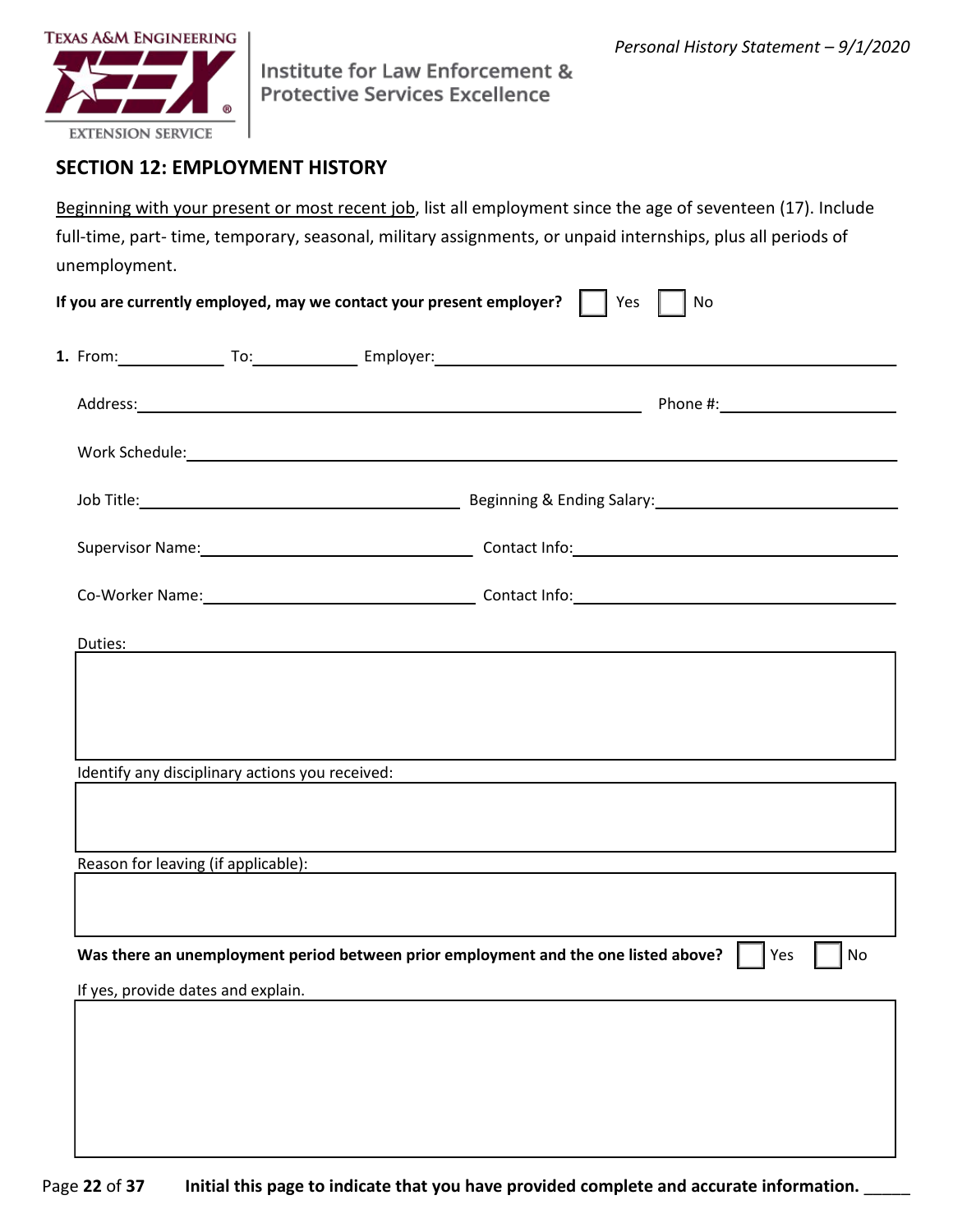## SECTION 12: EMPLOYMENT HISTORY

Beginning with your present or most recent job, list all employment since the age of seventeen (17). Include full-time, part- time, temporary, seasonal, military assignments, or unpaid internships, plus all periods of unemployment.

**If you are currently employed, may we contact your present employer?** ☐ Yes ☐ No

**1.** From:__________ To:__________ Employer:______________________________

Address:______________________________ Phone #:______________

Work Schedule:______________________________

Job Title:______________________ Beginning & Ending Salary:______________________

Supervisor Name:______________________ Contact Info:______________________

Co-Worker Name:______________________ Contact Info:______________________

Duties:

Identify any disciplinary actions you received:

Reason for leaving (if applicable):

**Was there an unemployment period between prior employment and the one listed above?** ☐ Yes ☐ No

If yes, provide dates and explain.

**Initial this page to indicate that you have provided complete and accurate information.** _____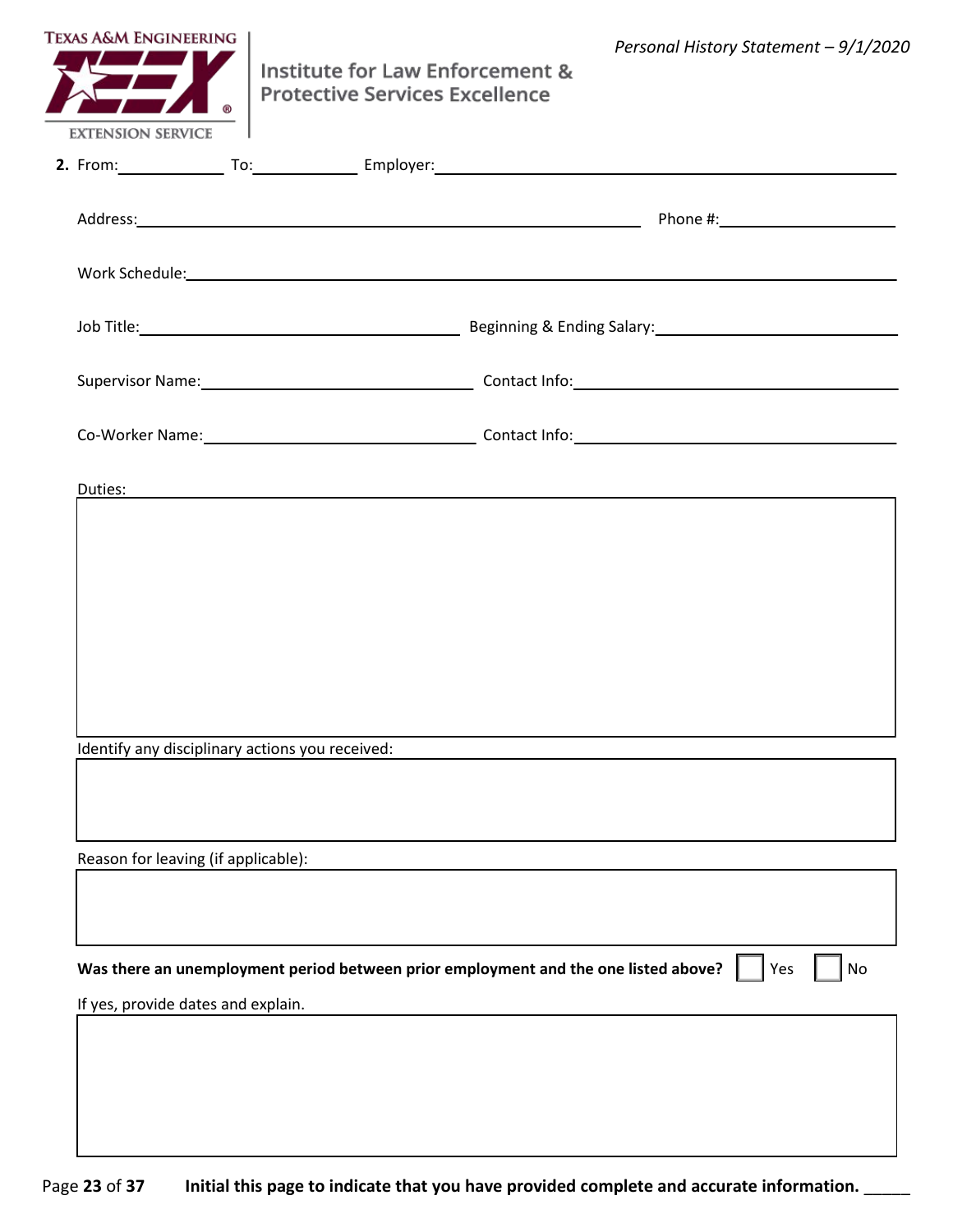**2.** From: ____________ To: ____________ Employer: ____________________________________________

Address: ____________________________________________ Phone #: ____________________

Work Schedule: ____________________________________________________________________

Job Title: ______________________________ Beginning & Ending Salary: ______________________

Supervisor Name: ______________________________ Contact Info: ______________________________

Co-Worker Name: ______________________________ Contact Info: ______________________________

Duties:

Identify any disciplinary actions you received:

Reason for leaving (if applicable):

**Was there an unemployment period between prior employment and the one listed above?** ☐ Yes ☐ No

If yes, provide dates and explain.

**Initial this page to indicate that you have provided complete and accurate information.** _____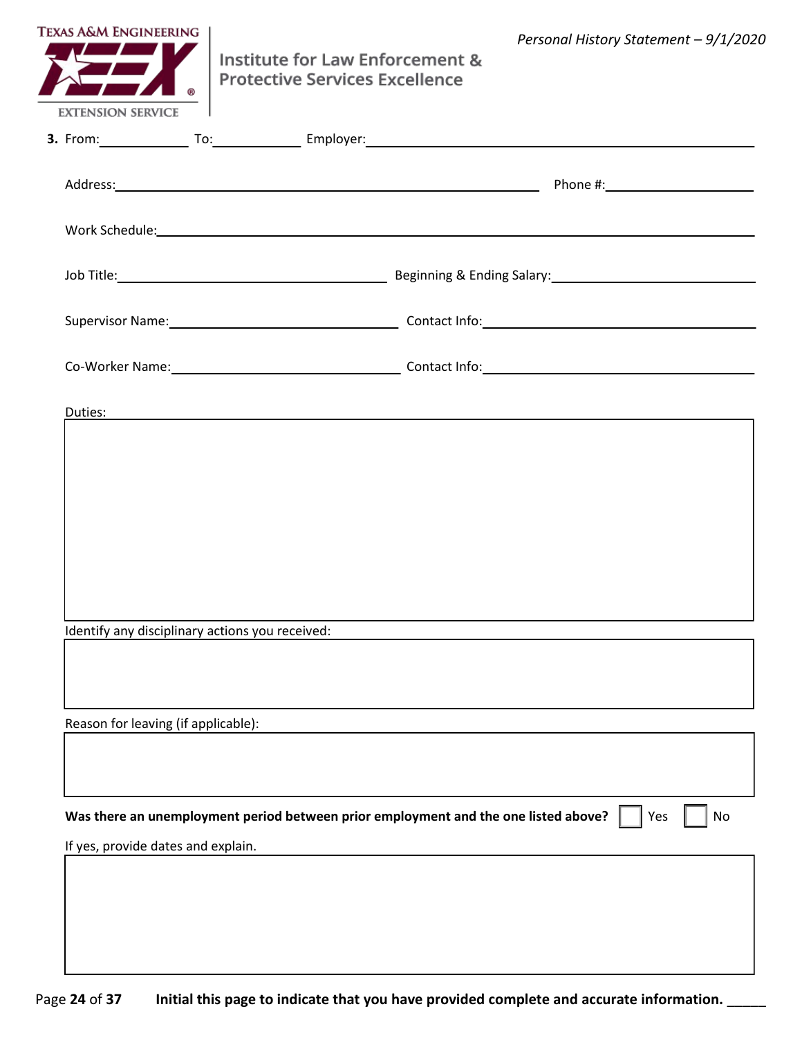**3.** From:\_\_\_\_\_\_\_\_\_\_\_\_ To:\_\_\_\_\_\_\_\_\_\_\_\_ Employer:\_\_\_\_\_\_\_\_\_\_\_\_\_\_\_\_\_\_\_\_\_\_\_\_\_\_\_\_\_\_\_\_\_\_\_\_\_\_\_\_

Address:\_\_\_\_\_\_\_\_\_\_\_\_\_\_\_\_\_\_\_\_\_\_\_\_\_\_\_\_\_\_\_\_\_\_\_\_\_\_\_\_ Phone #:\_\_\_\_\_\_\_\_\_\_\_\_\_\_\_\_\_\_\_\_

Work Schedule:\_\_\_\_\_\_\_\_\_\_\_\_\_\_\_\_\_\_\_\_\_\_\_\_\_\_\_\_\_\_\_\_\_\_\_\_\_\_\_\_\_\_\_\_\_\_\_\_\_\_\_\_\_\_\_\_\_\_\_\_

Job Title:\_\_\_\_\_\_\_\_\_\_\_\_\_\_\_\_\_\_\_\_\_\_\_\_\_\_\_\_\_\_ Beginning & Ending Salary:\_\_\_\_\_\_\_\_\_\_\_\_\_\_\_\_\_\_\_\_\_\_\_\_

Supervisor Name:\_\_\_\_\_\_\_\_\_\_\_\_\_\_\_\_\_\_\_\_\_\_\_\_\_\_ Contact Info:\_\_\_\_\_\_\_\_\_\_\_\_\_\_\_\_\_\_\_\_\_\_\_\_\_\_\_\_\_\_

Co-Worker Name:\_\_\_\_\_\_\_\_\_\_\_\_\_\_\_\_\_\_\_\_\_\_\_\_\_\_ Contact Info:\_\_\_\_\_\_\_\_\_\_\_\_\_\_\_\_\_\_\_\_\_\_\_\_\_\_\_\_\_\_

Duties:

Identify any disciplinary actions you received:

Reason for leaving (if applicable):

**Was there an unemployment period between prior employment and the one listed above?** ☐ Yes ☐ No

If yes, provide dates and explain.

**Initial this page to indicate that you have provided complete and accurate information.** \_\_\_\_\_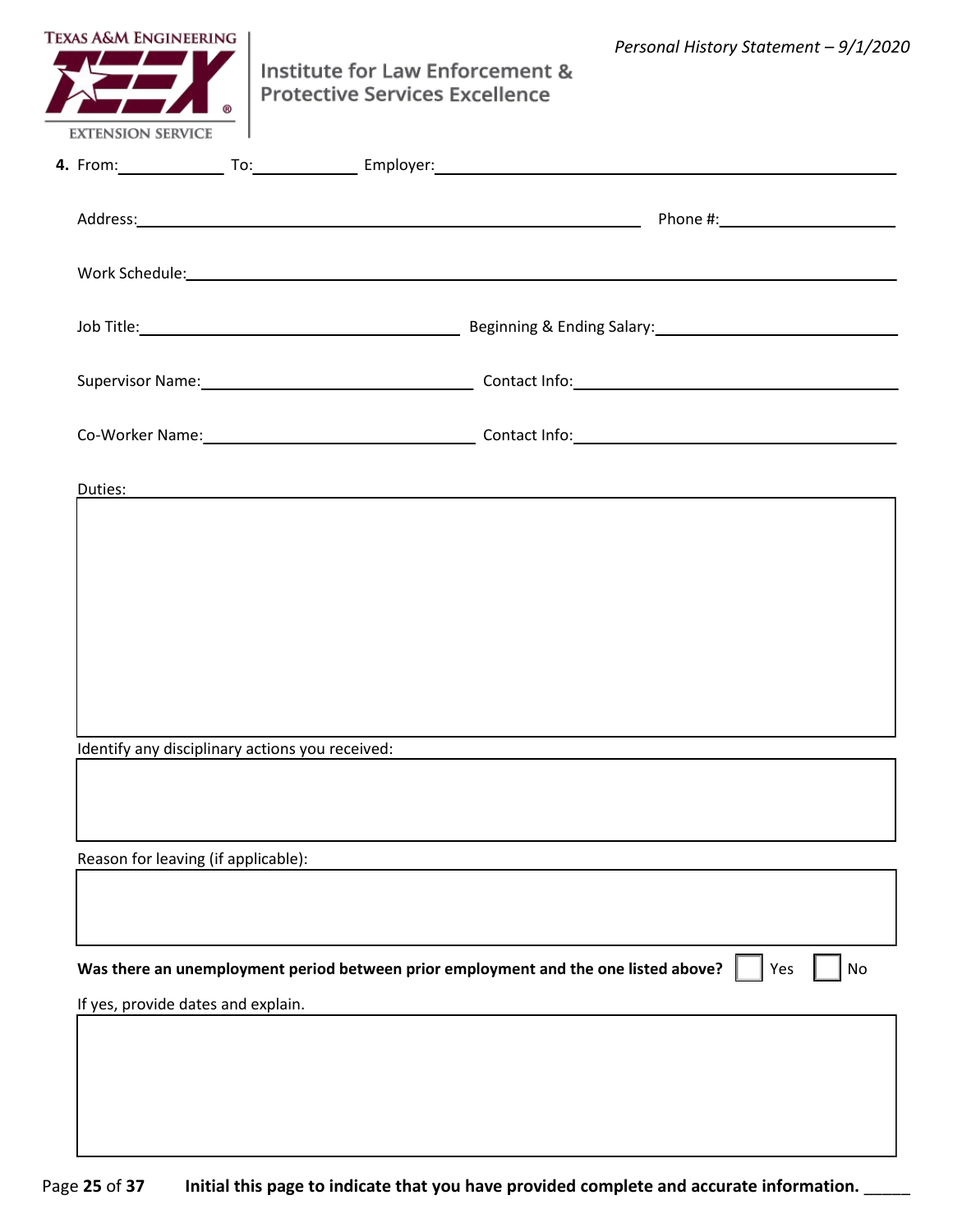**4.** From:\_\_\_\_\_\_\_\_\_\_ To:\_\_\_\_\_\_\_\_\_\_ Employer:\_\_\_\_\_\_\_\_\_\_\_\_\_\_\_\_\_\_\_\_\_\_\_\_\_\_\_\_\_\_\_\_\_\_\_\_\_\_\_\_

Address:\_\_\_\_\_\_\_\_\_\_\_\_\_\_\_\_\_\_\_\_\_\_\_\_\_\_\_\_\_\_\_\_\_\_\_\_\_\_\_\_ Phone #:\_\_\_\_\_\_\_\_\_\_\_\_\_\_\_\_\_\_

Work Schedule:\_\_\_\_\_\_\_\_\_\_\_\_\_\_\_\_\_\_\_\_\_\_\_\_\_\_\_\_\_\_\_\_\_\_\_\_\_\_\_\_\_\_\_\_\_\_\_\_\_\_\_\_\_\_\_\_\_\_

Job Title:\_\_\_\_\_\_\_\_\_\_\_\_\_\_\_\_\_\_\_\_\_\_\_\_\_\_\_\_ Beginning & Ending Salary:\_\_\_\_\_\_\_\_\_\_\_\_\_\_\_\_\_\_\_\_\_\_

Supervisor Name:\_\_\_\_\_\_\_\_\_\_\_\_\_\_\_\_\_\_\_\_\_\_\_\_ Contact Info:\_\_\_\_\_\_\_\_\_\_\_\_\_\_\_\_\_\_\_\_\_\_\_\_\_\_\_\_

Co-Worker Name:\_\_\_\_\_\_\_\_\_\_\_\_\_\_\_\_\_\_\_\_\_\_\_\_ Contact Info:\_\_\_\_\_\_\_\_\_\_\_\_\_\_\_\_\_\_\_\_\_\_\_\_\_\_\_\_

Duties:

Identify any disciplinary actions you received:

Reason for leaving (if applicable):

**Was there an unemployment period between prior employment and the one listed above?** ☐ Yes ☐ No

If yes, provide dates and explain.

**Initial this page to indicate that you have provided complete and accurate information.** \_\_\_\_\_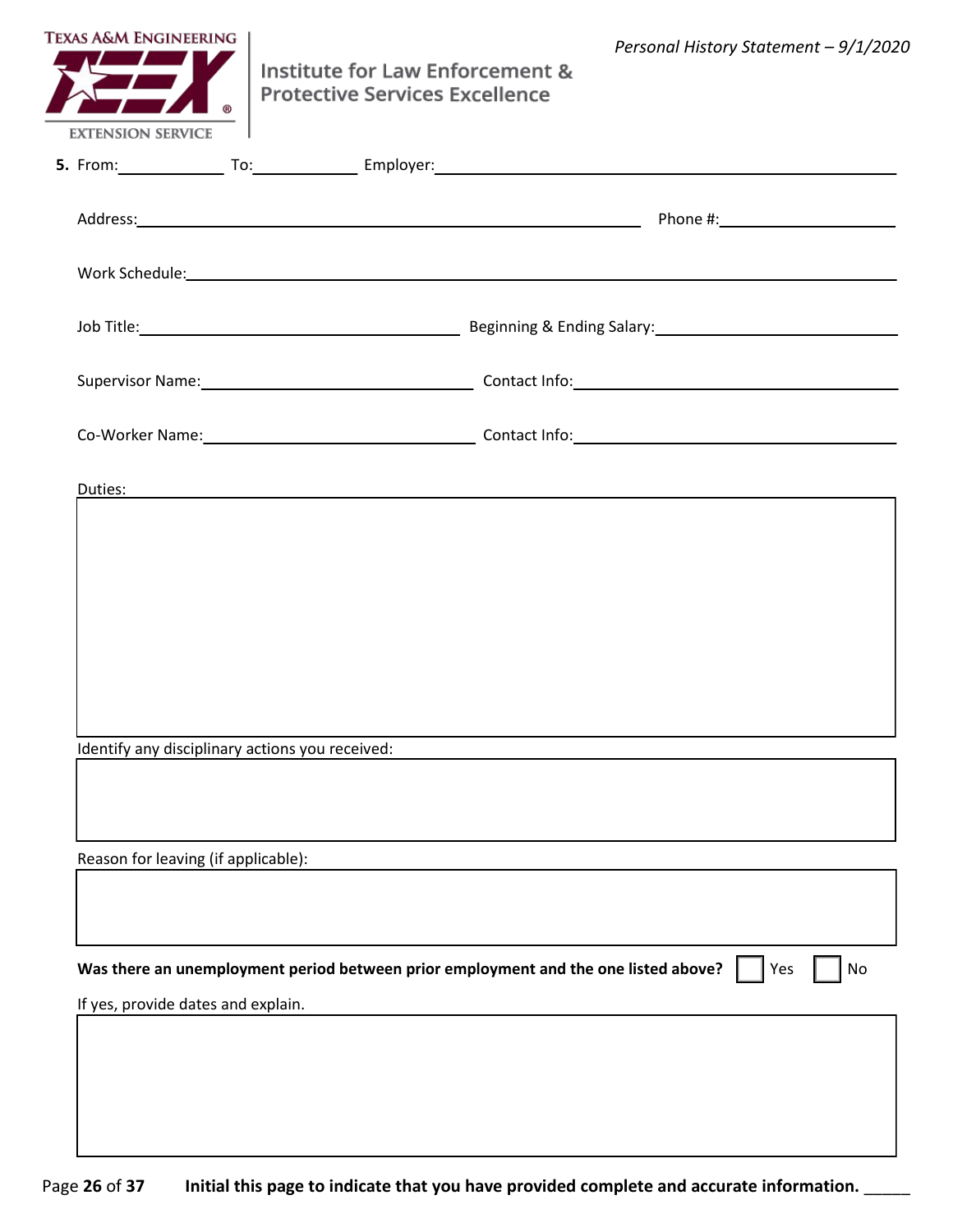**5.** From:____________ To:____________ Employer:______________________________________________

Address:______________________________________________ Phone #:____________________

Work Schedule:______________________________________________________________________

Job Title:________________________________ Beginning & Ending Salary:__________________________

Supervisor Name:__________________________ Contact Info:______________________________

Co-Worker Name:__________________________ Contact Info:______________________________

Duties:

Identify any disciplinary actions you received:

Reason for leaving (if applicable):

**Was there an unemployment period between prior employment and the one listed above?** ☐ Yes ☐ No

If yes, provide dates and explain.

**Initial this page to indicate that you have provided complete and accurate information.** _____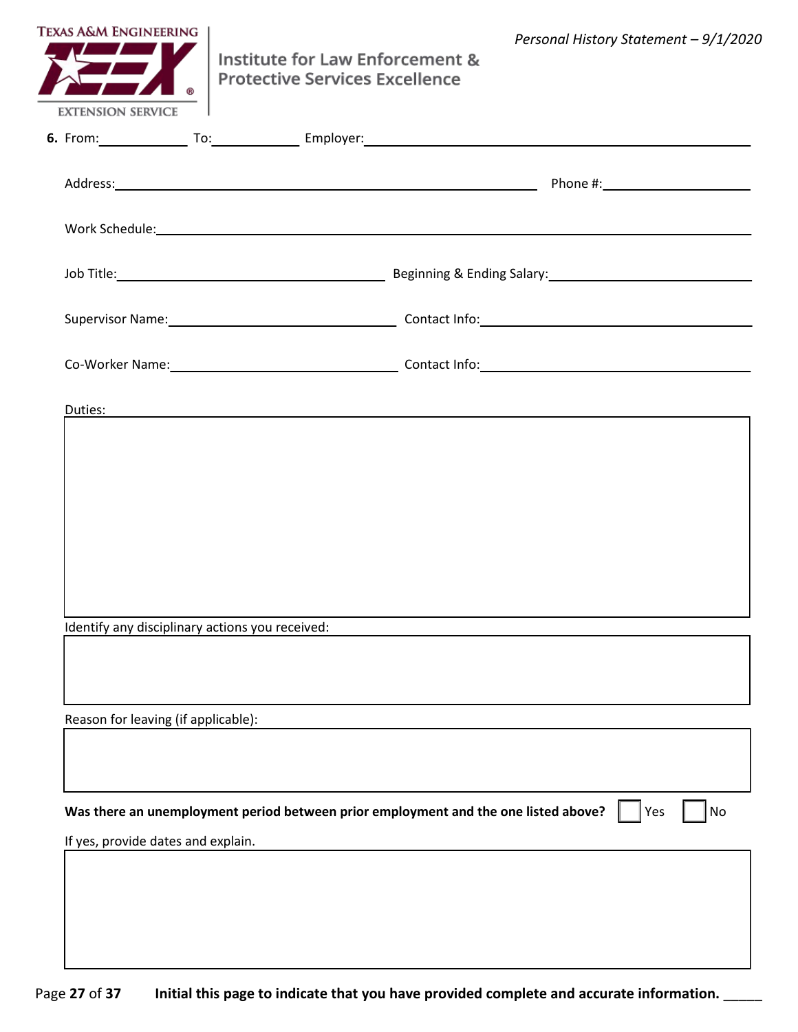6. From:____________ To:____________ Employer:________________________________________________

Address:________________________________________________ Phone #:____________________

Work Schedule:________________________________________________________________________

Job Title:________________________________ Beginning & Ending Salary:______________________

Supervisor Name:___________________________ Contact Info:_______________________________

Co-Worker Name:___________________________ Contact Info:_______________________________

Duties:

Identify any disciplinary actions you received:

Reason for leaving (if applicable):

**Was there an unemployment period between prior employment and the one listed above?** ☐ Yes ☐ No

If yes, provide dates and explain.

**Initial this page to indicate that you have provided complete and accurate information.** _____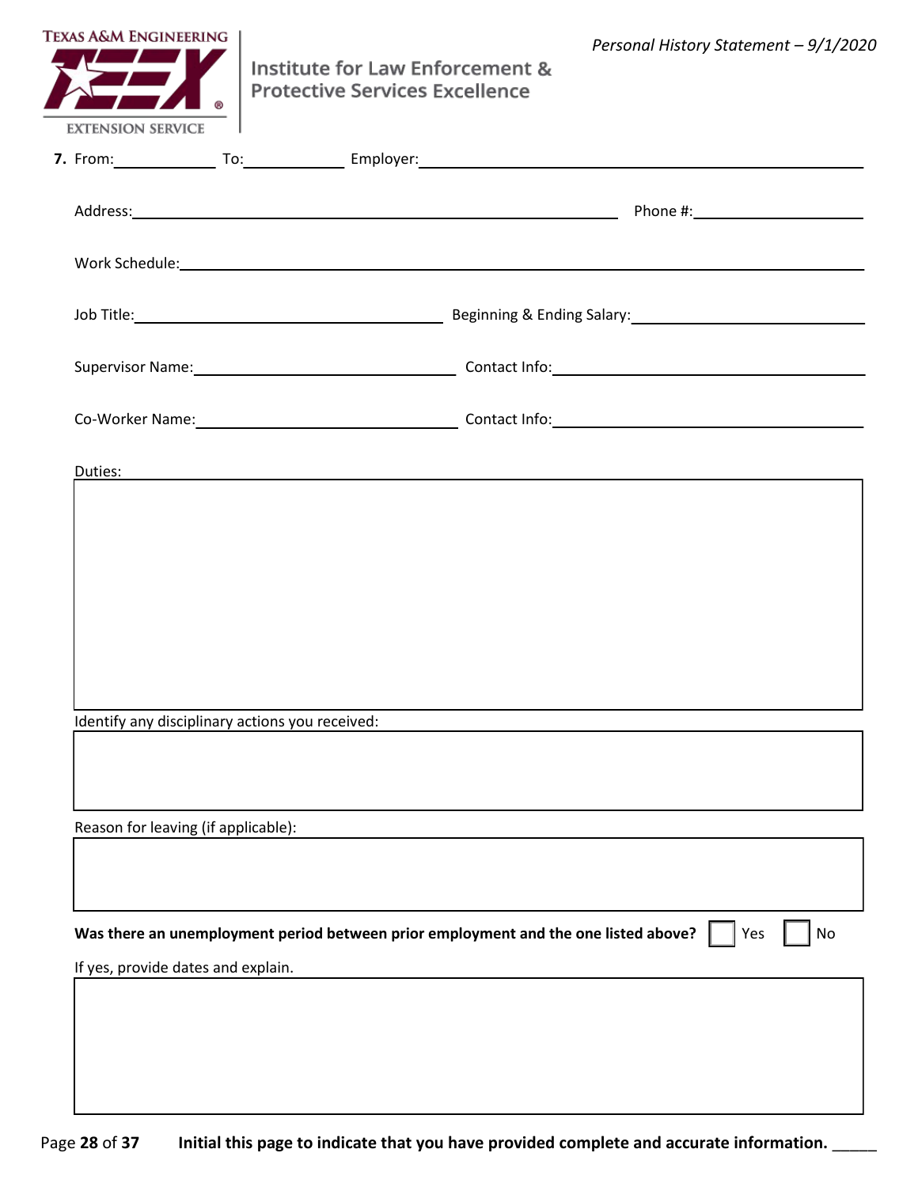**7.** From:____________ To:____________ Employer:____________________________________________

Address:____________________________________________ Phone #:____________________

Work Schedule:________________________________________________________________

Job Title:______________________________ Beginning & Ending Salary:______________________

Supervisor Name:__________________________ Contact Info:______________________________

Co-Worker Name:__________________________ Contact Info:______________________________

Duties:

Identify any disciplinary actions you received:

Reason for leaving (if applicable):

**Was there an unemployment period between prior employment and the one listed above?** ☐ Yes ☐ No

If yes, provide dates and explain.

**Initial this page to indicate that you have provided complete and accurate information.** _____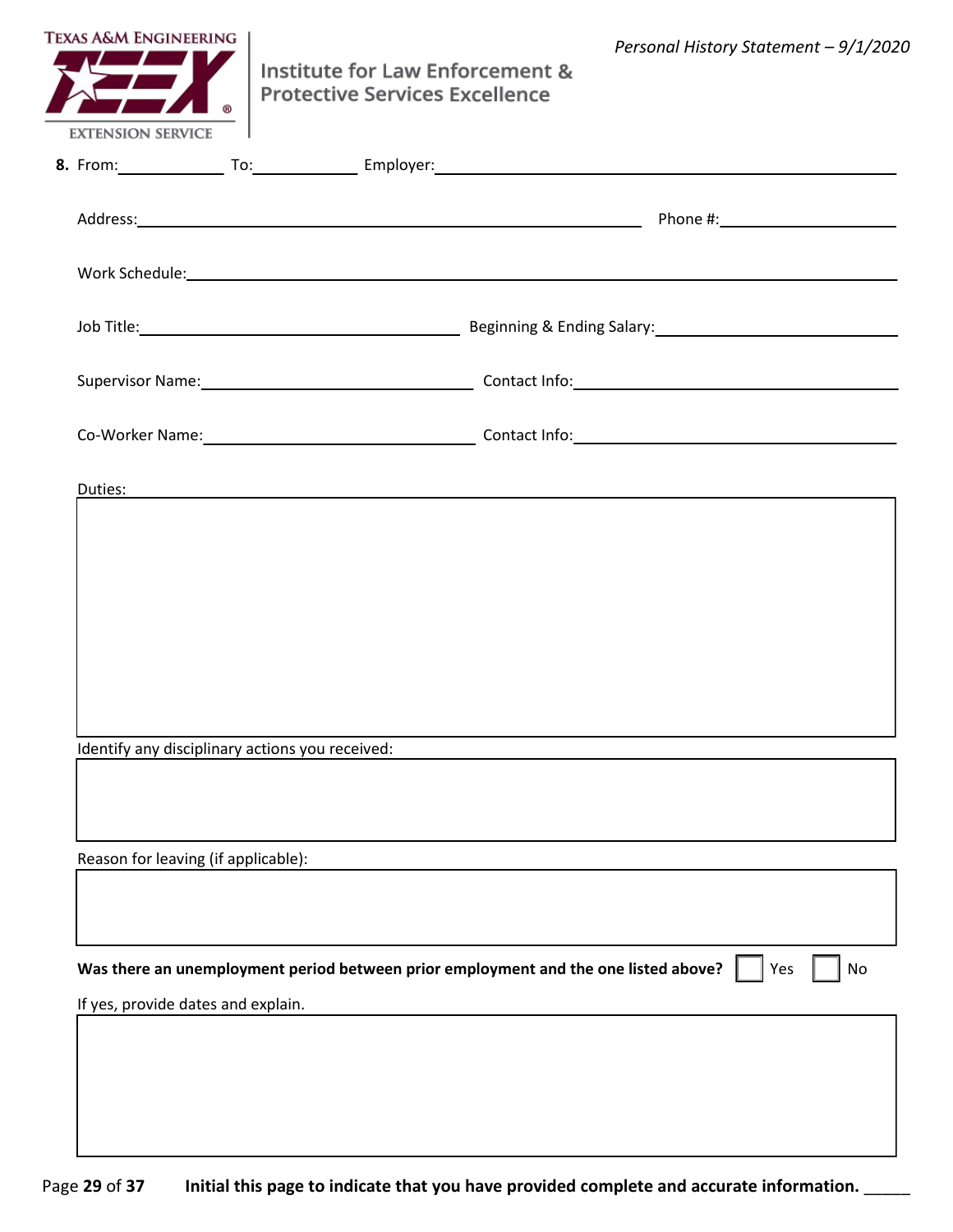**8.** From:____________ To:____________ Employer:________________________________________

Address:______________________________________________ Phone #:____________________

Work Schedule:________________________________________________________________

Job Title:________________________________ Beginning & Ending Salary:____________________

Supervisor Name:__________________________ Contact Info:____________________________

Co-Worker Name:__________________________ Contact Info:____________________________

Duties:

Identify any disciplinary actions you received:

Reason for leaving (if applicable):

**Was there an unemployment period between prior employment and the one listed above?** ☐ Yes ☐ No

If yes, provide dates and explain.

**Initial this page to indicate that you have provided complete and accurate information.** _____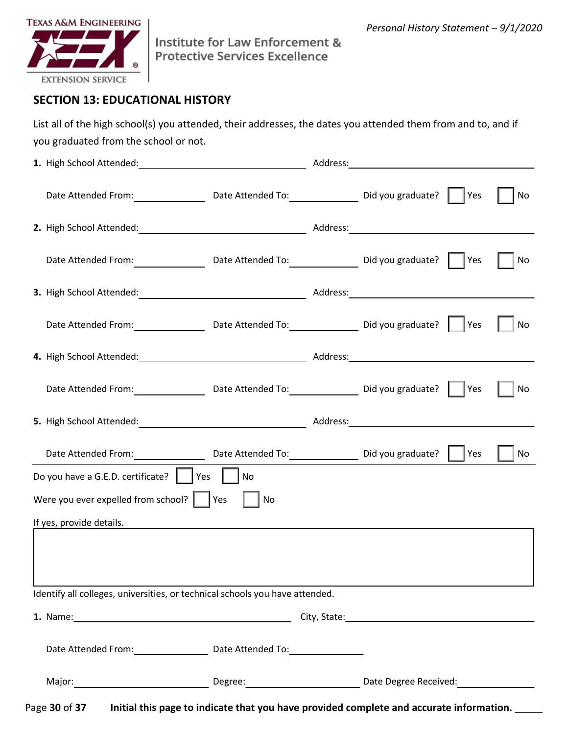## SECTION 13: EDUCATIONAL HISTORY

List all of the high school(s) you attended, their addresses, the dates you attended them from and to, and if you graduated from the school or not.

**1.** High School Attended:______________________ Address:______________________

Date Attended From:__________ Date Attended To:__________ Did you graduate? ☐ Yes ☐ No

**2.** High School Attended:______________________ Address:______________________

Date Attended From:__________ Date Attended To:__________ Did you graduate? ☐ Yes ☐ No

**3.** High School Attended:______________________ Address:______________________

Date Attended From:__________ Date Attended To:__________ Did you graduate? ☐ Yes ☐ No

**4.** High School Attended:______________________ Address:______________________

Date Attended From:__________ Date Attended To:__________ Did you graduate? ☐ Yes ☐ No

**5.** High School Attended:______________________ Address:______________________

Date Attended From:__________ Date Attended To:__________ Did you graduate? ☐ Yes ☐ No

Do you have a G.E.D. certificate? ☐ Yes ☐ No

Were you ever expelled from school? ☐ Yes ☐ No

If yes, provide details.

|  |
|---|
|  |

Identify all colleges, universities, or technical schools you have attended.

**1.** Name:______________________ City, State:______________________

Date Attended From:__________ Date Attended To:__________

Major:______________ Degree:______________ Date Degree Received:__________

**Initial this page to indicate that you have provided complete and accurate information.** _____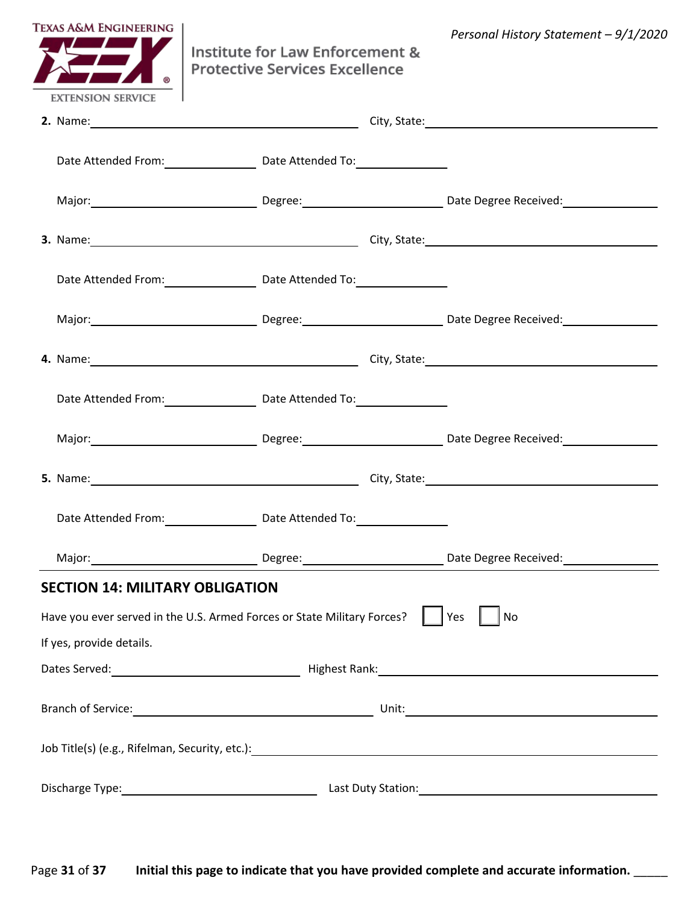**2.** Name: \_\_\_\_\_\_\_\_\_\_\_\_\_\_\_\_\_\_\_\_ City, State: \_\_\_\_\_\_\_\_\_\_\_\_\_\_\_\_\_\_\_\_

Date Attended From: \_\_\_\_\_\_\_\_\_\_ Date Attended To: \_\_\_\_\_\_\_\_\_\_

Major: \_\_\_\_\_\_\_\_\_\_\_\_ Degree: \_\_\_\_\_\_\_\_\_\_\_\_ Date Degree Received: \_\_\_\_\_\_\_\_\_\_

**3.** Name: \_\_\_\_\_\_\_\_\_\_\_\_\_\_\_\_\_\_\_\_ City, State: \_\_\_\_\_\_\_\_\_\_\_\_\_\_\_\_\_\_\_\_

Date Attended From: \_\_\_\_\_\_\_\_\_\_ Date Attended To: \_\_\_\_\_\_\_\_\_\_

Major: \_\_\_\_\_\_\_\_\_\_\_\_ Degree: \_\_\_\_\_\_\_\_\_\_\_\_ Date Degree Received: \_\_\_\_\_\_\_\_\_\_

**4.** Name: \_\_\_\_\_\_\_\_\_\_\_\_\_\_\_\_\_\_\_\_ City, State: \_\_\_\_\_\_\_\_\_\_\_\_\_\_\_\_\_\_\_\_

Date Attended From: \_\_\_\_\_\_\_\_\_\_ Date Attended To: \_\_\_\_\_\_\_\_\_\_

Major: \_\_\_\_\_\_\_\_\_\_\_\_ Degree: \_\_\_\_\_\_\_\_\_\_\_\_ Date Degree Received: \_\_\_\_\_\_\_\_\_\_

**5.** Name: \_\_\_\_\_\_\_\_\_\_\_\_\_\_\_\_\_\_\_\_ City, State: \_\_\_\_\_\_\_\_\_\_\_\_\_\_\_\_\_\_\_\_

Date Attended From: \_\_\_\_\_\_\_\_\_\_ Date Attended To: \_\_\_\_\_\_\_\_\_\_

Major: \_\_\_\_\_\_\_\_\_\_\_\_ Degree: \_\_\_\_\_\_\_\_\_\_\_\_ Date Degree Received: \_\_\_\_\_\_\_\_\_\_

## SECTION 14: MILITARY OBLIGATION

Have you ever served in the U.S. Armed Forces or State Military Forces? ☐ Yes ☐ No

If yes, provide details.

Dates Served: \_\_\_\_\_\_\_\_\_\_\_\_\_\_\_\_ Highest Rank: \_\_\_\_\_\_\_\_\_\_\_\_\_\_\_\_\_\_\_\_

Branch of Service: \_\_\_\_\_\_\_\_\_\_\_\_\_\_\_\_\_\_\_\_ Unit: \_\_\_\_\_\_\_\_\_\_\_\_\_\_\_\_\_\_\_\_

Job Title(s) (e.g., Rifelman, Security, etc.): \_\_\_\_\_\_\_\_\_\_\_\_\_\_\_\_\_\_\_\_\_\_\_\_\_\_\_\_\_\_

Discharge Type: \_\_\_\_\_\_\_\_\_\_\_\_\_\_\_\_ Last Duty Station: \_\_\_\_\_\_\_\_\_\_\_\_\_\_\_\_\_\_\_\_

**Initial this page to indicate that you have provided complete and accurate information.** \_\_\_\_\_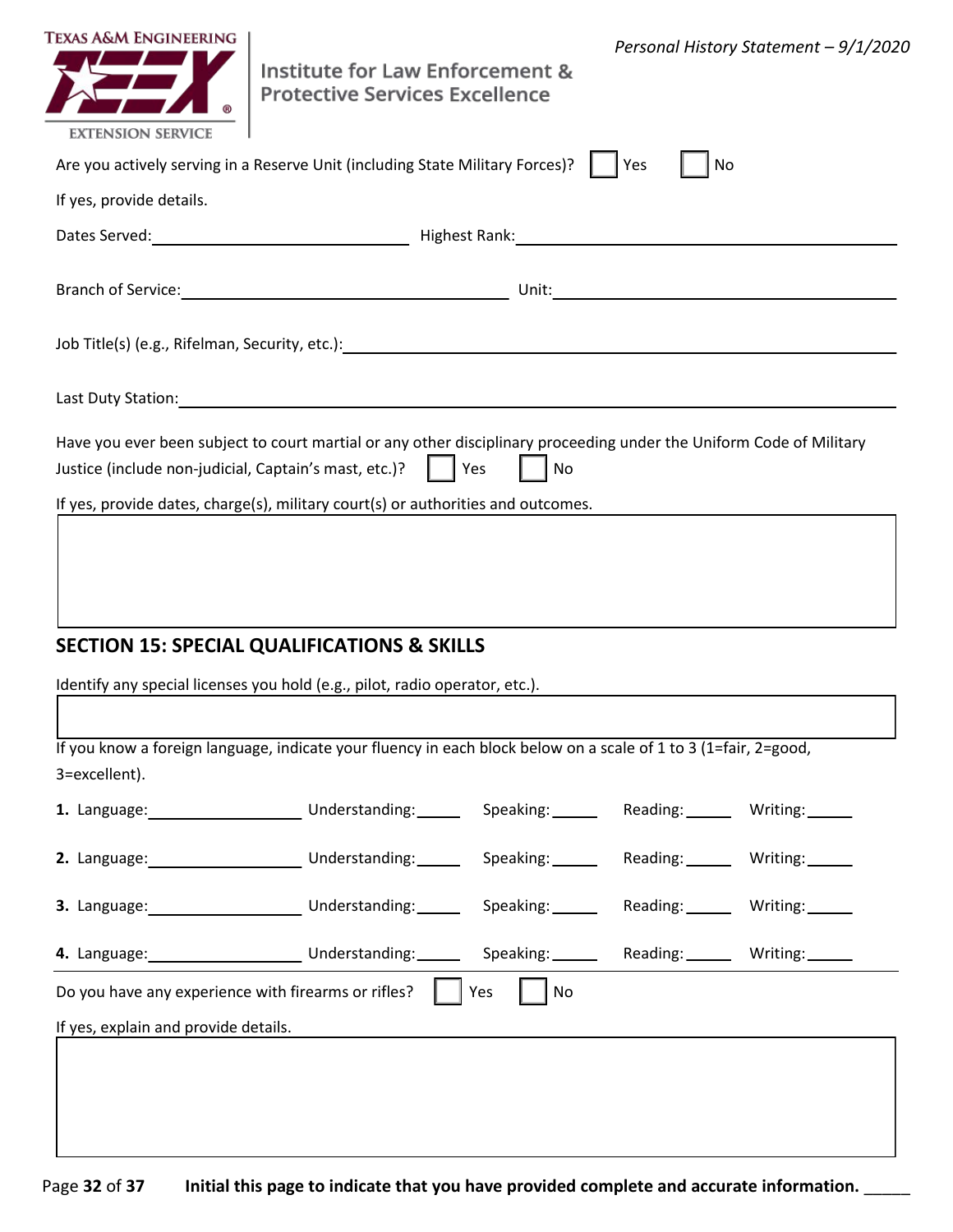Are you actively serving in a Reserve Unit (including State Military Forces)? ☐ Yes ☐ No

If yes, provide details.

Dates Served: ____________________ Highest Rank: ____________________

Branch of Service: ____________________ Unit: ____________________

Job Title(s) (e.g., Rifelman, Security, etc.): ____________________

Last Duty Station: ____________________

Have you ever been subject to court martial or any other disciplinary proceeding under the Uniform Code of Military Justice (include non-judicial, Captain's mast, etc.)? ☐ Yes ☐ No

If yes, provide dates, charge(s), military court(s) or authorities and outcomes.

## SECTION 15: SPECIAL QUALIFICATIONS & SKILLS

Identify any special licenses you hold (e.g., pilot, radio operator, etc.).

If you know a foreign language, indicate your fluency in each block below on a scale of 1 to 3 (1=fair, 2=good, 3=excellent).

**1.** Language: __________ Understanding: _____ Speaking: _____ Reading: _____ Writing: _____

**2.** Language: __________ Understanding: _____ Speaking: _____ Reading: _____ Writing: _____

**3.** Language: __________ Understanding: _____ Speaking: _____ Reading: _____ Writing: _____

**4.** Language: __________ Understanding: _____ Speaking: _____ Reading: _____ Writing: _____

Do you have any experience with firearms or rifles? ☐ Yes ☐ No

If yes, explain and provide details.

**Initial this page to indicate that you have provided complete and accurate information.** _____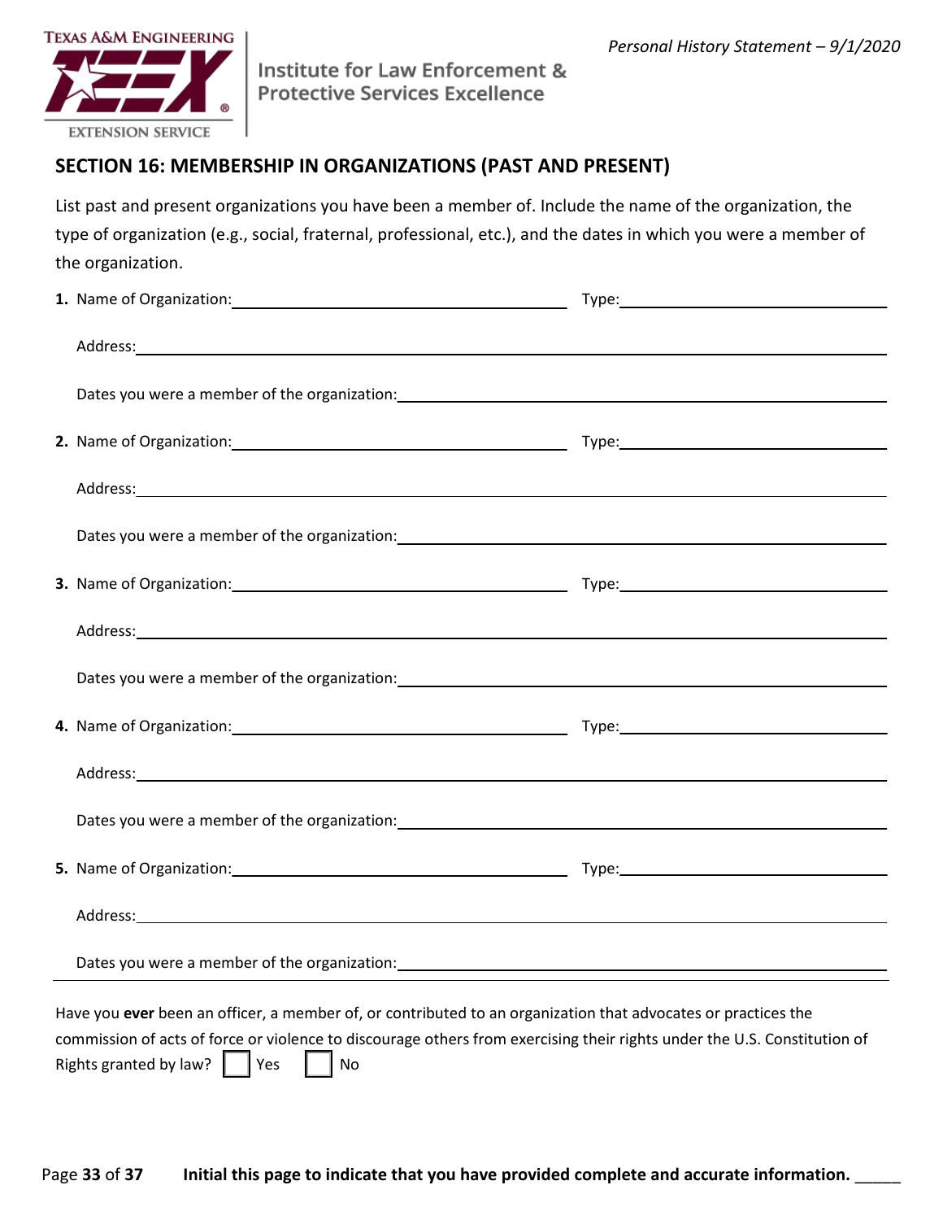## SECTION 16: MEMBERSHIP IN ORGANIZATIONS (PAST AND PRESENT)

List past and present organizations you have been a member of. Include the name of the organization, the type of organization (e.g., social, fraternal, professional, etc.), and the dates in which you were a member of the organization.

**1.** Name of Organization:\_\_\_\_\_\_\_\_\_\_\_\_\_\_\_\_\_\_\_\_ Type:\_\_\_\_\_\_\_\_\_\_\_\_\_\_\_\_\_\_\_\_

Address:\_\_\_\_\_\_\_\_\_\_\_\_\_\_\_\_\_\_\_\_\_\_\_\_\_\_\_\_\_\_\_\_\_\_\_\_\_\_\_\_

Dates you were a member of the organization:\_\_\_\_\_\_\_\_\_\_\_\_\_\_\_\_\_\_\_\_

**2.** Name of Organization:\_\_\_\_\_\_\_\_\_\_\_\_\_\_\_\_\_\_\_\_ Type:\_\_\_\_\_\_\_\_\_\_\_\_\_\_\_\_\_\_\_\_

Address:\_\_\_\_\_\_\_\_\_\_\_\_\_\_\_\_\_\_\_\_\_\_\_\_\_\_\_\_\_\_\_\_\_\_\_\_\_\_\_\_

Dates you were a member of the organization:\_\_\_\_\_\_\_\_\_\_\_\_\_\_\_\_\_\_\_\_

**3.** Name of Organization:\_\_\_\_\_\_\_\_\_\_\_\_\_\_\_\_\_\_\_\_ Type:\_\_\_\_\_\_\_\_\_\_\_\_\_\_\_\_\_\_\_\_

Address:\_\_\_\_\_\_\_\_\_\_\_\_\_\_\_\_\_\_\_\_\_\_\_\_\_\_\_\_\_\_\_\_\_\_\_\_\_\_\_\_

Dates you were a member of the organization:\_\_\_\_\_\_\_\_\_\_\_\_\_\_\_\_\_\_\_\_

**4.** Name of Organization:\_\_\_\_\_\_\_\_\_\_\_\_\_\_\_\_\_\_\_\_ Type:\_\_\_\_\_\_\_\_\_\_\_\_\_\_\_\_\_\_\_\_

Address:\_\_\_\_\_\_\_\_\_\_\_\_\_\_\_\_\_\_\_\_\_\_\_\_\_\_\_\_\_\_\_\_\_\_\_\_\_\_\_\_

Dates you were a member of the organization:\_\_\_\_\_\_\_\_\_\_\_\_\_\_\_\_\_\_\_\_

**5.** Name of Organization:\_\_\_\_\_\_\_\_\_\_\_\_\_\_\_\_\_\_\_\_ Type:\_\_\_\_\_\_\_\_\_\_\_\_\_\_\_\_\_\_\_\_

Address:\_\_\_\_\_\_\_\_\_\_\_\_\_\_\_\_\_\_\_\_\_\_\_\_\_\_\_\_\_\_\_\_\_\_\_\_\_\_\_\_

Dates you were a member of the organization:\_\_\_\_\_\_\_\_\_\_\_\_\_\_\_\_\_\_\_\_

---

Have you **ever** been an officer, a member of, or contributed to an organization that advocates or practices the commission of acts of force or violence to discourage others from exercising their rights under the U.S. Constitution of Rights granted by law? ☐ Yes ☐ No

**Initial this page to indicate that you have provided complete and accurate information.** \_\_\_\_\_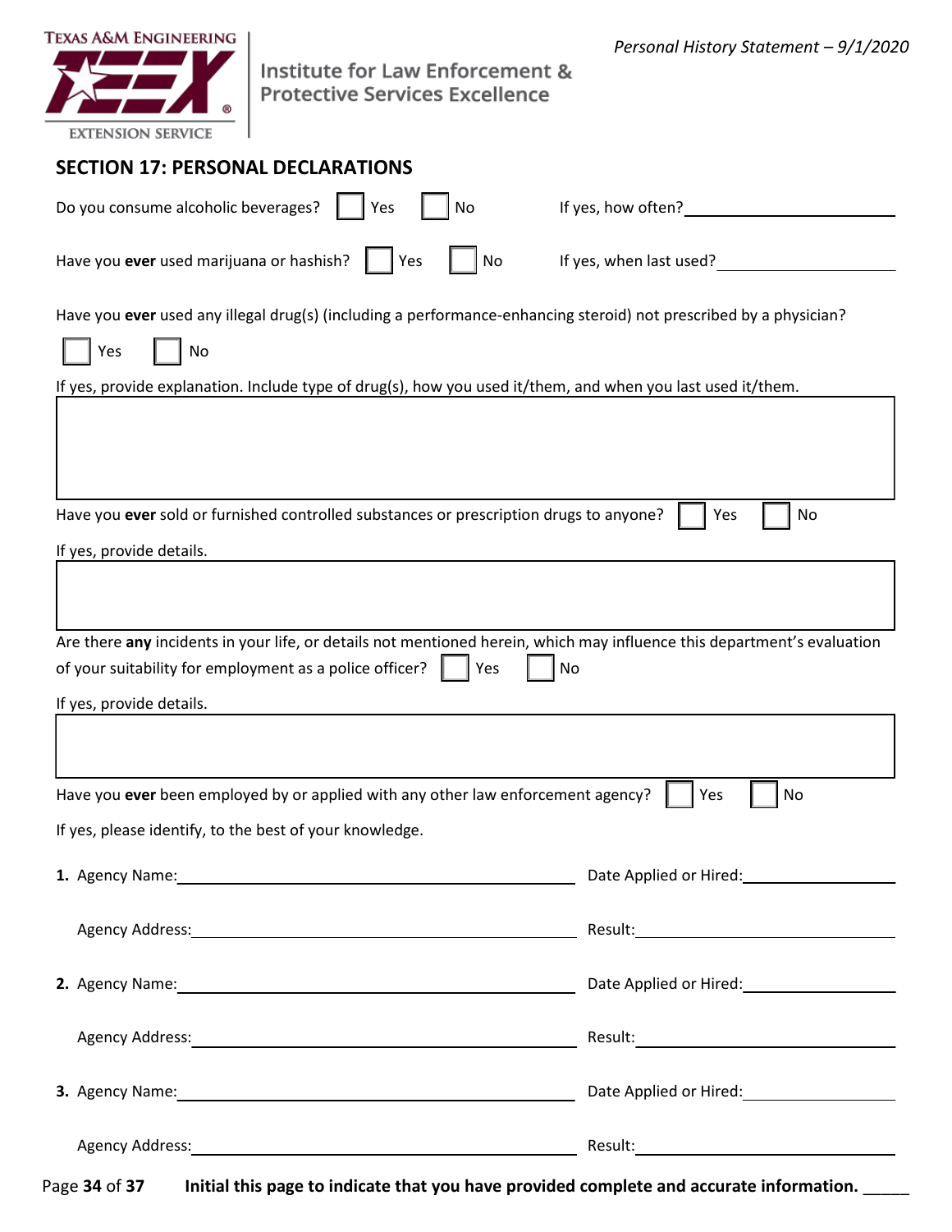## SECTION 17: PERSONAL DECLARATIONS

Do you consume alcoholic beverages? ☐ Yes ☐ No If yes, how often? ____________________

Have you **ever** used marijuana or hashish? ☐ Yes ☐ No If yes, when last used? ____________________

Have you **ever** used any illegal drug(s) (including a performance-enhancing steroid) not prescribed by a physician?

☐ Yes ☐ No

If yes, provide explanation. Include type of drug(s), how you used it/them, and when you last used it/them.

| |
|---|
| |

Have you **ever** sold or furnished controlled substances or prescription drugs to anyone? ☐ Yes ☐ No

If yes, provide details.

| |
|---|
| |

Are there **any** incidents in your life, or details not mentioned herein, which may influence this department's evaluation of your suitability for employment as a police officer? ☐ Yes ☐ No

If yes, provide details.

| |
|---|
| |

Have you **ever** been employed by or applied with any other law enforcement agency? ☐ Yes ☐ No

If yes, please identify, to the best of your knowledge.

**1.** Agency Name: ______________________________ Date Applied or Hired: ____________________

Agency Address: ______________________________ Result: ____________________

**2.** Agency Name: ______________________________ Date Applied or Hired: ____________________

Agency Address: ______________________________ Result: ____________________

**3.** Agency Name: ______________________________ Date Applied or Hired: ____________________

Agency Address: ______________________________ Result: ____________________

**Initial this page to indicate that you have provided complete and accurate information.** _____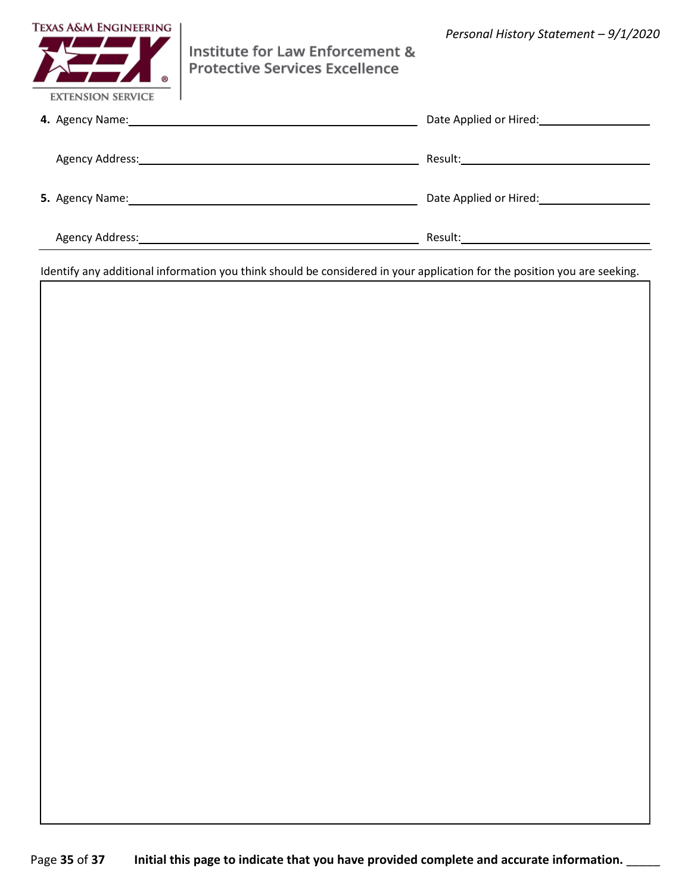**4.** Agency Name: ______________________________ Date Applied or Hired: ______________

Agency Address: ______________________________ Result: ______________

**5.** Agency Name: ______________________________ Date Applied or Hired: ______________

Agency Address: ______________________________ Result: ______________

Identify any additional information you think should be considered in your application for the position you are seeking.

**Initial this page to indicate that you have provided complete and accurate information.** _____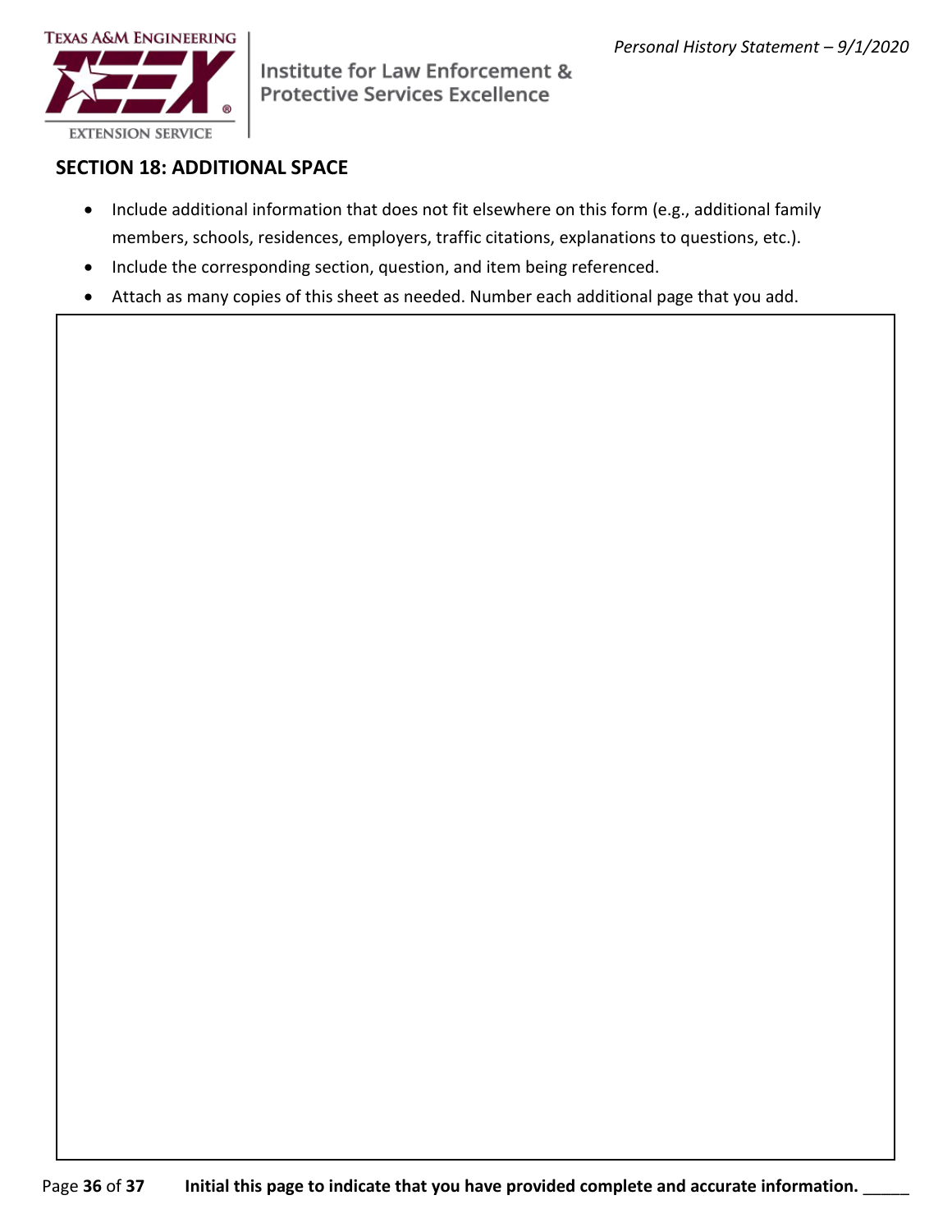## SECTION 18: ADDITIONAL SPACE

- Include additional information that does not fit elsewhere on this form (e.g., additional family members, schools, residences, employers, traffic citations, explanations to questions, etc.).
- Include the corresponding section, question, and item being referenced.
- Attach as many copies of this sheet as needed. Number each additional page that you add.

**Initial this page to indicate that you have provided complete and accurate information.** _____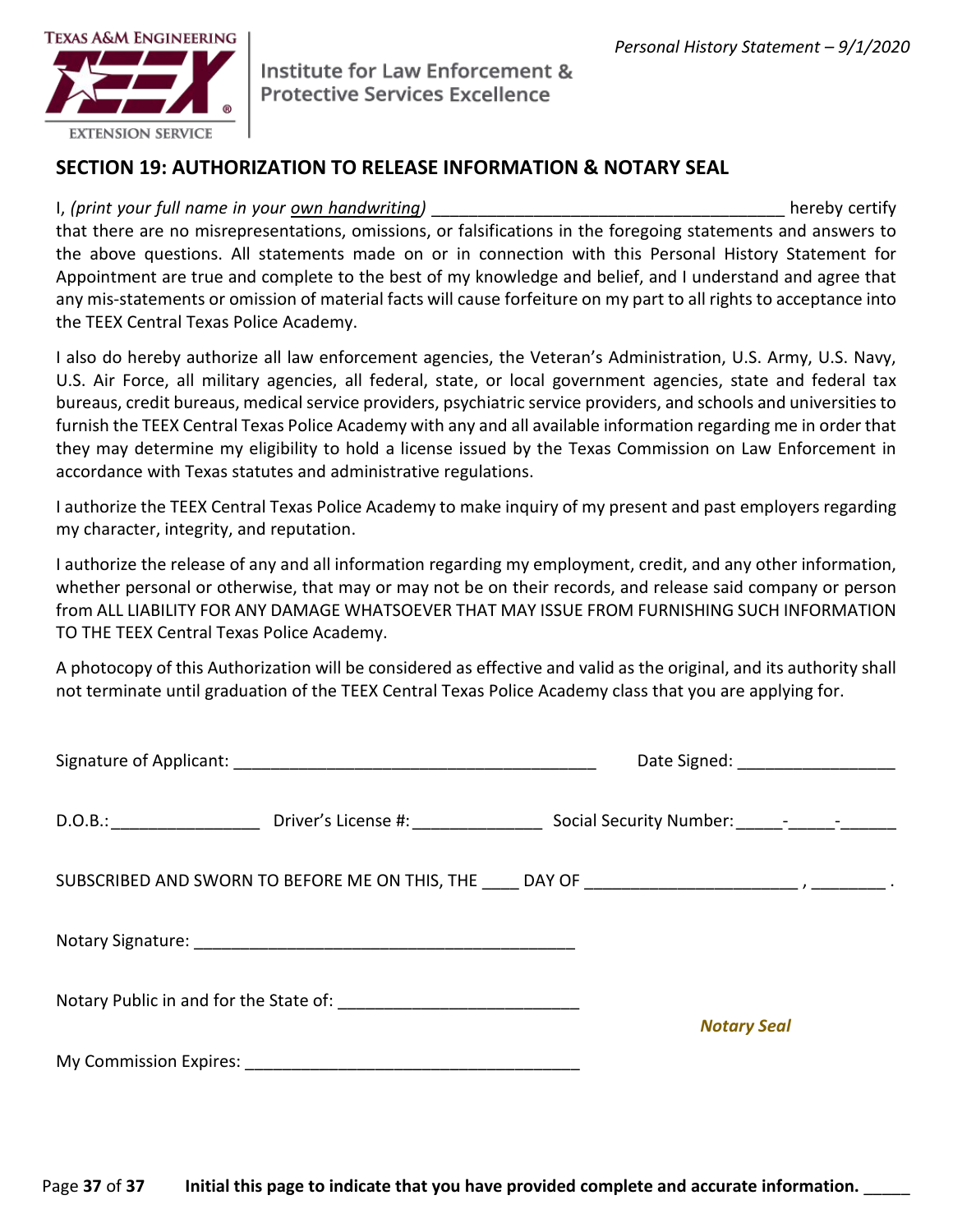## SECTION 19: AUTHORIZATION TO RELEASE INFORMATION & NOTARY SEAL

I, *(print your full name in your own handwriting)* ____________________________________ hereby certify that there are no misrepresentations, omissions, or falsifications in the foregoing statements and answers to the above questions. All statements made on or in connection with this Personal History Statement for Appointment are true and complete to the best of my knowledge and belief, and I understand and agree that any mis-statements or omission of material facts will cause forfeiture on my part to all rights to acceptance into the TEEX Central Texas Police Academy.

I also do hereby authorize all law enforcement agencies, the Veteran's Administration, U.S. Army, U.S. Navy, U.S. Air Force, all military agencies, all federal, state, or local government agencies, state and federal tax bureaus, credit bureaus, medical service providers, psychiatric service providers, and schools and universities to furnish the TEEX Central Texas Police Academy with any and all available information regarding me in order that they may determine my eligibility to hold a license issued by the Texas Commission on Law Enforcement in accordance with Texas statutes and administrative regulations.

I authorize the TEEX Central Texas Police Academy to make inquiry of my present and past employers regarding my character, integrity, and reputation.

I authorize the release of any and all information regarding my employment, credit, and any other information, whether personal or otherwise, that may or may not be on their records, and release said company or person from ALL LIABILITY FOR ANY DAMAGE WHATSOEVER THAT MAY ISSUE FROM FURNISHING SUCH INFORMATION TO THE TEEX Central Texas Police Academy.

A photocopy of this Authorization will be considered as effective and valid as the original, and its authority shall not terminate until graduation of the TEEX Central Texas Police Academy class that you are applying for.

Signature of Applicant: ________________________________________ Date Signed: _________________

D.O.B.:________________ Driver's License #:______________ Social Security Number:_____-_____-______

SUBSCRIBED AND SWORN TO BEFORE ME ON THIS, THE ____ DAY OF ______________________ , ________ .

Notary Signature: __________________________________________

Notary Public in and for the State of: _________________________

*Notary Seal*

My Commission Expires: ____________________________________

**Initial this page to indicate that you have provided complete and accurate information.** _____